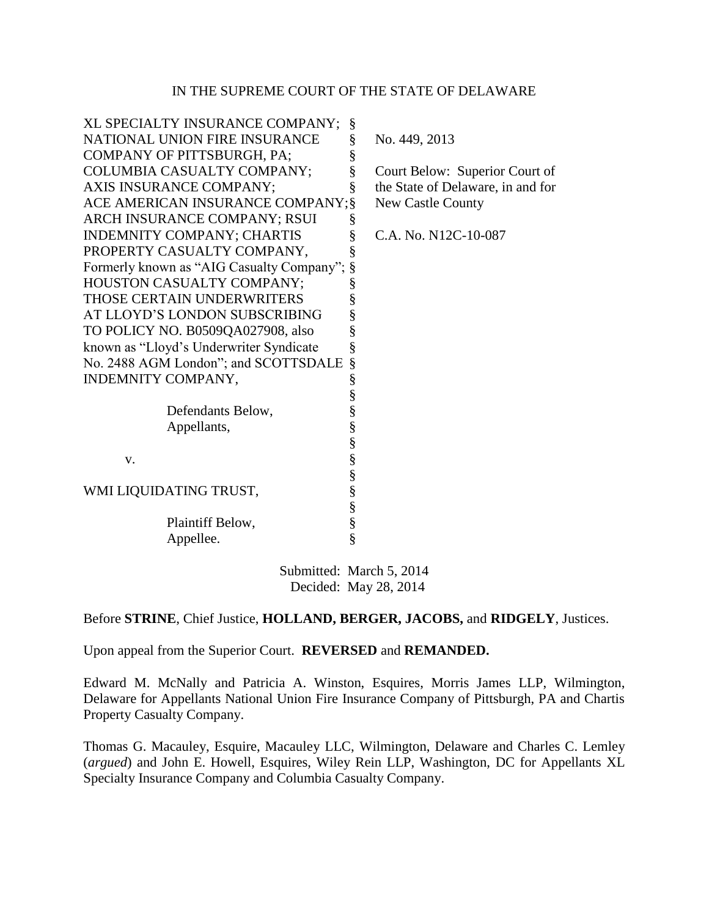IN THE SUPREME COURT OF THE STATE OF DELAWARE

| | | |
|---|---|---|
| XL SPECIALTY INSURANCE COMPANY; NATIONAL UNION FIRE INSURANCE COMPANY OF PITTSBURGH, PA; COLUMBIA CASUALTY COMPANY; AXIS INSURANCE COMPANY; ACE AMERICAN INSURANCE COMPANY; ARCH INSURANCE COMPANY; RSUI INDEMNITY COMPANY; CHARTIS PROPERTY CASUALTY COMPANY, Formerly known as "AIG Casualty Company"; HOUSTON CASUALTY COMPANY; THOSE CERTAIN UNDERWRITERS AT LLOYD'S LONDON SUBSCRIBING TO POLICY NO. B0509QA027908, also known as "Lloyd's Underwriter Syndicate No. 2488 AGM London"; and SCOTTSDALE INDEMNITY COMPANY, | § | No. 449, 2013 |
| Defendants Below, Appellants, | § | Court Below: Superior Court of the State of Delaware, in and for New Castle County |
| v. | § | C.A. No. N12C-10-087 |
| WMI LIQUIDATING TRUST, | § | |
| Plaintiff Below, Appellee. | § | |

Submitted: March 5, 2014
Decided: May 28, 2014

Before **STRINE**, Chief Justice, **HOLLAND, BERGER, JACOBS,** and **RIDGELY**, Justices.

Upon appeal from the Superior Court. **REVERSED** and **REMANDED.**

Edward M. McNally and Patricia A. Winston, Esquires, Morris James LLP, Wilmington, Delaware for Appellants National Union Fire Insurance Company of Pittsburgh, PA and Chartis Property Casualty Company.

Thomas G. Macauley, Esquire, Macauley LLC, Wilmington, Delaware and Charles C. Lemley (*argued*) and John E. Howell, Esquires, Wiley Rein LLP, Washington, DC for Appellants XL Specialty Insurance Company and Columbia Casualty Company.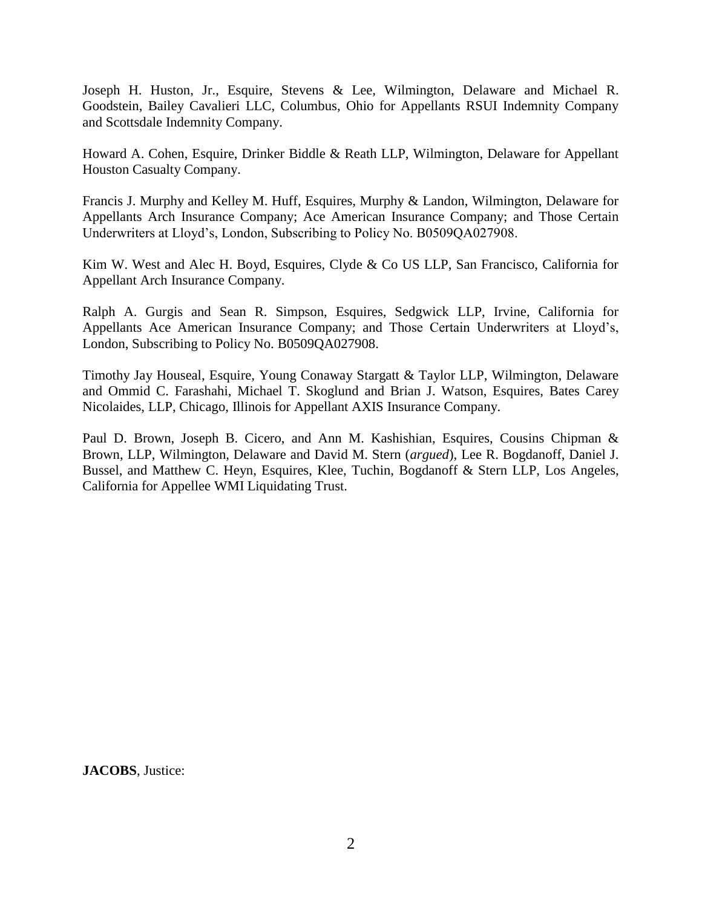Joseph H. Huston, Jr., Esquire, Stevens & Lee, Wilmington, Delaware and Michael R. Goodstein, Bailey Cavalieri LLC, Columbus, Ohio for Appellants RSUI Indemnity Company and Scottsdale Indemnity Company.

Howard A. Cohen, Esquire, Drinker Biddle & Reath LLP, Wilmington, Delaware for Appellant Houston Casualty Company.

Francis J. Murphy and Kelley M. Huff, Esquires, Murphy & Landon, Wilmington, Delaware for Appellants Arch Insurance Company; Ace American Insurance Company; and Those Certain Underwriters at Lloyd's, London, Subscribing to Policy No. B0509QA027908.

Kim W. West and Alec H. Boyd, Esquires, Clyde & Co US LLP, San Francisco, California for Appellant Arch Insurance Company.

Ralph A. Gurgis and Sean R. Simpson, Esquires, Sedgwick LLP, Irvine, California for Appellants Ace American Insurance Company; and Those Certain Underwriters at Lloyd's, London, Subscribing to Policy No. B0509QA027908.

Timothy Jay Houseal, Esquire, Young Conaway Stargatt & Taylor LLP, Wilmington, Delaware and Ommid C. Farashahi, Michael T. Skoglund and Brian J. Watson, Esquires, Bates Carey Nicolaides, LLP, Chicago, Illinois for Appellant AXIS Insurance Company.

Paul D. Brown, Joseph B. Cicero, and Ann M. Kashishian, Esquires, Cousins Chipman & Brown, LLP, Wilmington, Delaware and David M. Stern (*argued*), Lee R. Bogdanoff, Daniel J. Bussel, and Matthew C. Heyn, Esquires, Klee, Tuchin, Bogdanoff & Stern LLP, Los Angeles, California for Appellee WMI Liquidating Trust.

**JACOBS**, Justice: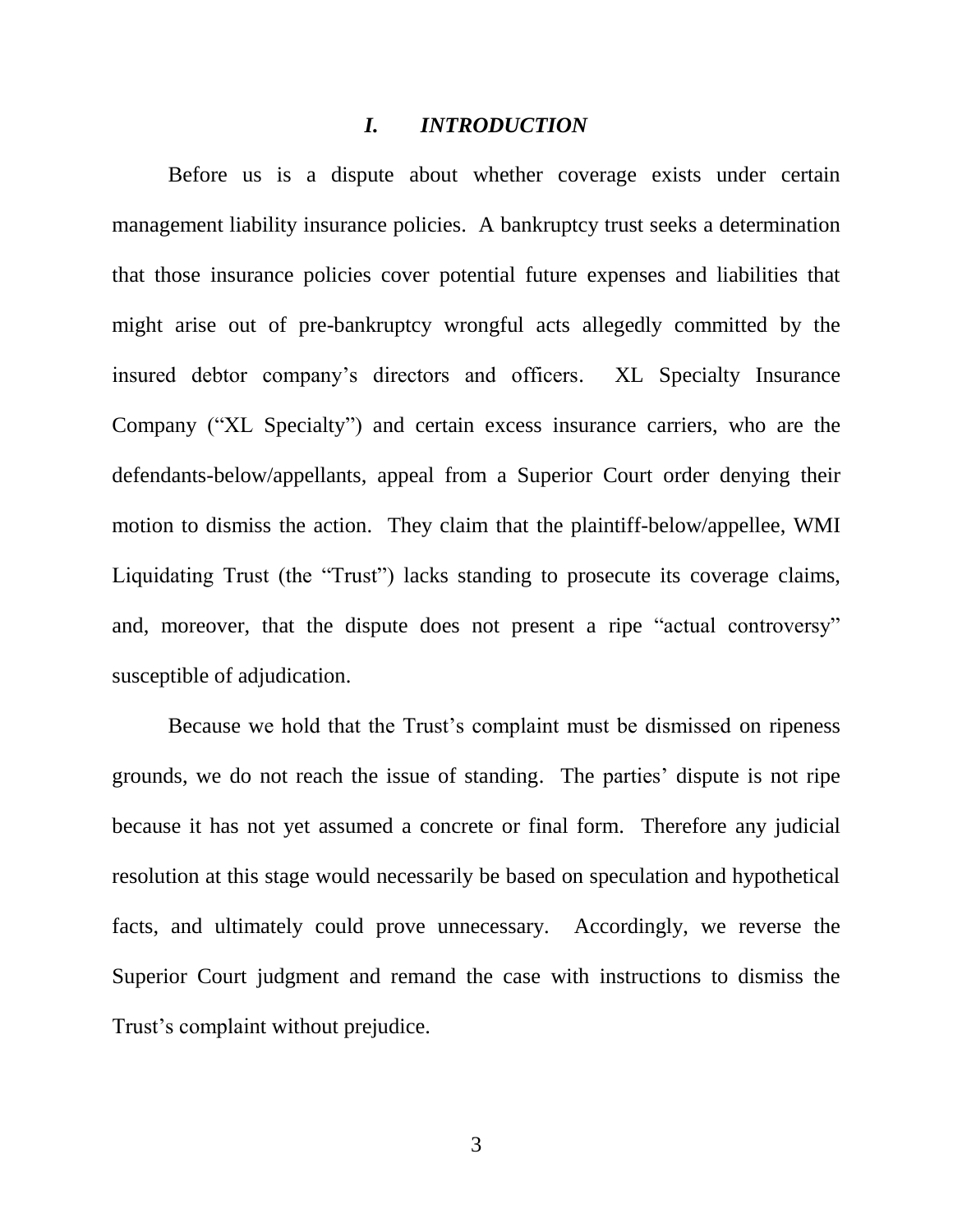## *I. INTRODUCTION*

Before us is a dispute about whether coverage exists under certain management liability insurance policies. A bankruptcy trust seeks a determination that those insurance policies cover potential future expenses and liabilities that might arise out of pre-bankruptcy wrongful acts allegedly committed by the insured debtor company's directors and officers. XL Specialty Insurance Company ("XL Specialty") and certain excess insurance carriers, who are the defendants-below/appellants, appeal from a Superior Court order denying their motion to dismiss the action. They claim that the plaintiff-below/appellee, WMI Liquidating Trust (the "Trust") lacks standing to prosecute its coverage claims, and, moreover, that the dispute does not present a ripe "actual controversy" susceptible of adjudication.

Because we hold that the Trust's complaint must be dismissed on ripeness grounds, we do not reach the issue of standing. The parties' dispute is not ripe because it has not yet assumed a concrete or final form. Therefore any judicial resolution at this stage would necessarily be based on speculation and hypothetical facts, and ultimately could prove unnecessary. Accordingly, we reverse the Superior Court judgment and remand the case with instructions to dismiss the Trust's complaint without prejudice.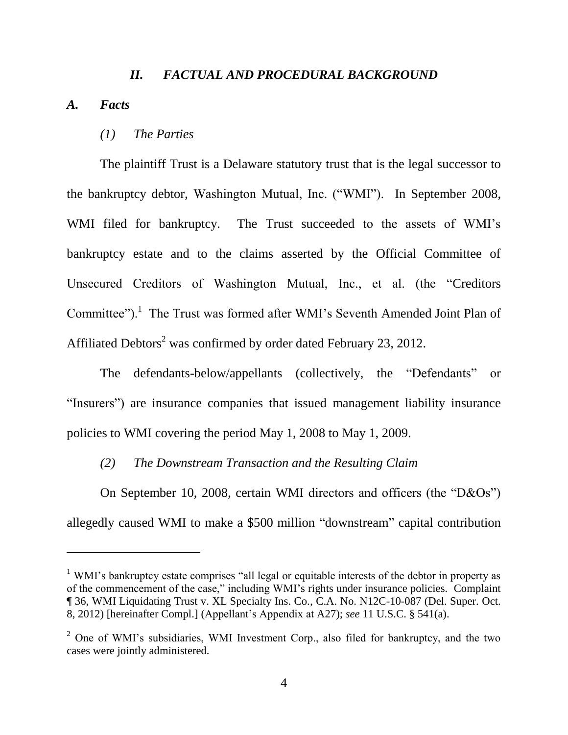## *II. FACTUAL AND PROCEDURAL BACKGROUND*

### *A. Facts*

#### *(1) The Parties*

The plaintiff Trust is a Delaware statutory trust that is the legal successor to the bankruptcy debtor, Washington Mutual, Inc. ("WMI"). In September 2008, WMI filed for bankruptcy. The Trust succeeded to the assets of WMI's bankruptcy estate and to the claims asserted by the Official Committee of Unsecured Creditors of Washington Mutual, Inc., et al. (the "Creditors Committee").[1] The Trust was formed after WMI's Seventh Amended Joint Plan of Affiliated Debtors[2] was confirmed by order dated February 23, 2012.

The defendants-below/appellants (collectively, the "Defendants" or "Insurers") are insurance companies that issued management liability insurance policies to WMI covering the period May 1, 2008 to May 1, 2009.

#### *(2) The Downstream Transaction and the Resulting Claim*

On September 10, 2008, certain WMI directors and officers (the "D&Os") allegedly caused WMI to make a $500 million "downstream" capital contribution

---

[1] WMI's bankruptcy estate comprises "all legal or equitable interests of the debtor in property as of the commencement of the case," including WMI's rights under insurance policies. Complaint ¶ 36, WMI Liquidating Trust v. XL Specialty Ins. Co., C.A. No. N12C-10-087 (Del. Super. Oct. 8, 2012) [hereinafter Compl.] (Appellant's Appendix at A27); *see* 11 U.S.C. § 541(a).

[2] One of WMI's subsidiaries, WMI Investment Corp., also filed for bankruptcy, and the two cases were jointly administered.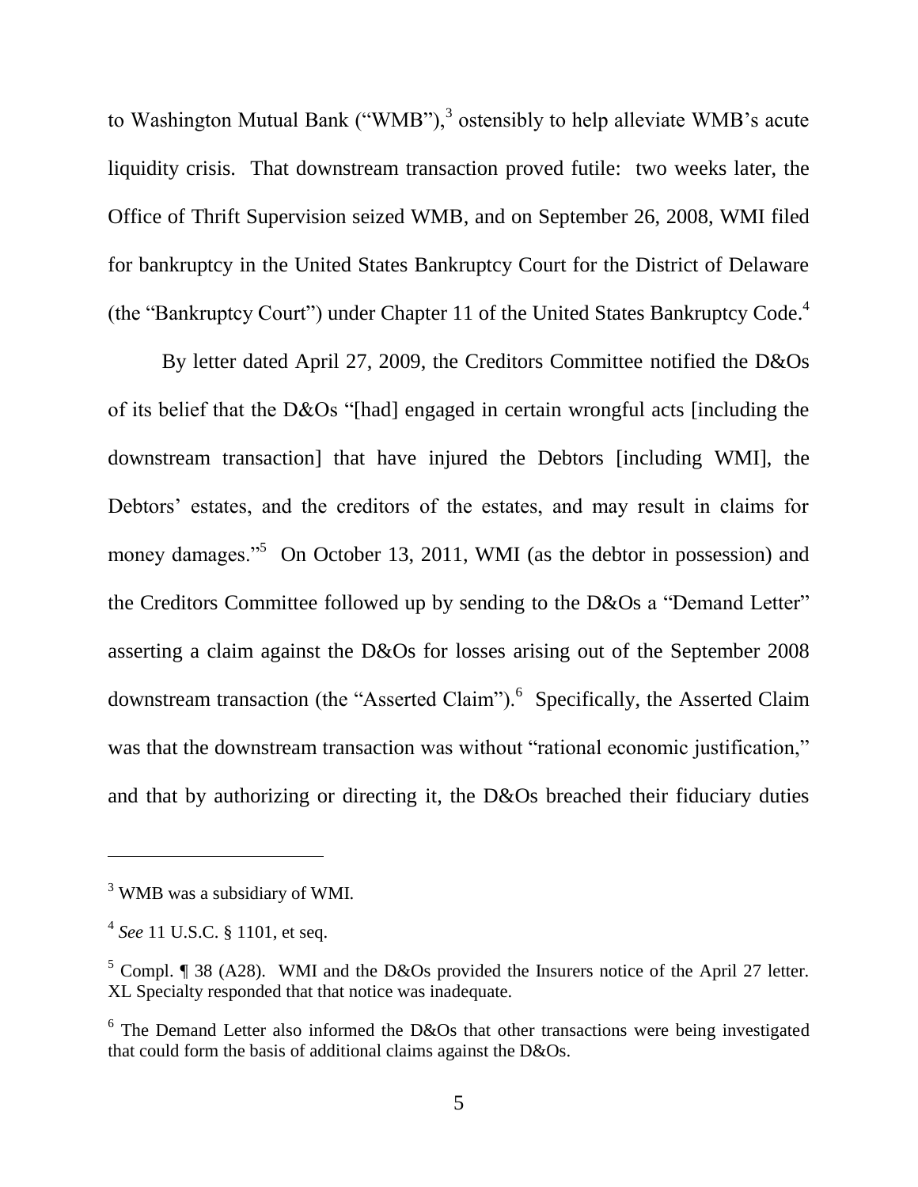to Washington Mutual Bank ("WMB"),[3] ostensibly to help alleviate WMB's acute liquidity crisis. That downstream transaction proved futile: two weeks later, the Office of Thrift Supervision seized WMB, and on September 26, 2008, WMI filed for bankruptcy in the United States Bankruptcy Court for the District of Delaware (the "Bankruptcy Court") under Chapter 11 of the United States Bankruptcy Code.[4]

By letter dated April 27, 2009, the Creditors Committee notified the D&Os of its belief that the D&Os "[had] engaged in certain wrongful acts [including the downstream transaction] that have injured the Debtors [including WMI], the Debtors' estates, and the creditors of the estates, and may result in claims for money damages."[5] On October 13, 2011, WMI (as the debtor in possession) and the Creditors Committee followed up by sending to the D&Os a "Demand Letter" asserting a claim against the D&Os for losses arising out of the September 2008 downstream transaction (the "Asserted Claim").[6] Specifically, the Asserted Claim was that the downstream transaction was without "rational economic justification," and that by authorizing or directing it, the D&Os breached their fiduciary duties

---

[3] WMB was a subsidiary of WMI.

[4] *See* 11 U.S.C. § 1101, et seq.

[5] Compl. ¶ 38 (A28). WMI and the D&Os provided the Insurers notice of the April 27 letter. XL Specialty responded that that notice was inadequate.

[6] The Demand Letter also informed the D&Os that other transactions were being investigated that could form the basis of additional claims against the D&Os.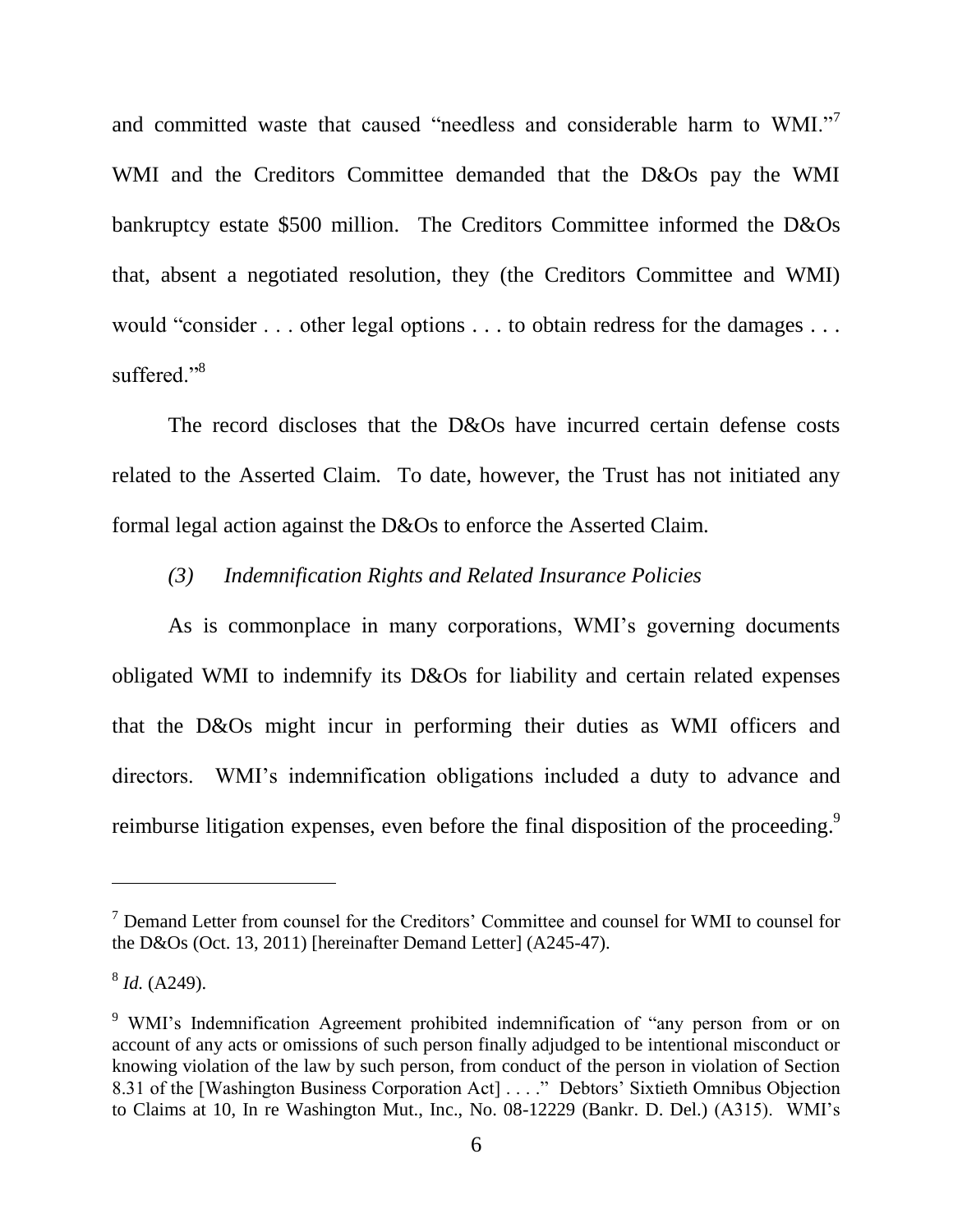and committed waste that caused "needless and considerable harm to WMI."[7] WMI and the Creditors Committee demanded that the D&Os pay the WMI bankruptcy estate $500 million. The Creditors Committee informed the D&Os that, absent a negotiated resolution, they (the Creditors Committee and WMI) would "consider . . . other legal options . . . to obtain redress for the damages . . . suffered."[8]

The record discloses that the D&Os have incurred certain defense costs related to the Asserted Claim. To date, however, the Trust has not initiated any formal legal action against the D&Os to enforce the Asserted Claim.

*(3) Indemnification Rights and Related Insurance Policies*

As is commonplace in many corporations, WMI's governing documents obligated WMI to indemnify its D&Os for liability and certain related expenses that the D&Os might incur in performing their duties as WMI officers and directors. WMI's indemnification obligations included a duty to advance and reimburse litigation expenses, even before the final disposition of the proceeding.[9]

---

[7] Demand Letter from counsel for the Creditors' Committee and counsel for WMI to counsel for the D&Os (Oct. 13, 2011) [hereinafter Demand Letter] (A245-47).

[8] *Id.* (A249).

[9] WMI's Indemnification Agreement prohibited indemnification of "any person from or on account of any acts or omissions of such person finally adjudged to be intentional misconduct or knowing violation of the law by such person, from conduct of the person in violation of Section 8.31 of the [Washington Business Corporation Act] . . . ." Debtors' Sixtieth Omnibus Objection to Claims at 10, In re Washington Mut., Inc., No. 08-12229 (Bankr. D. Del.) (A315). WMI's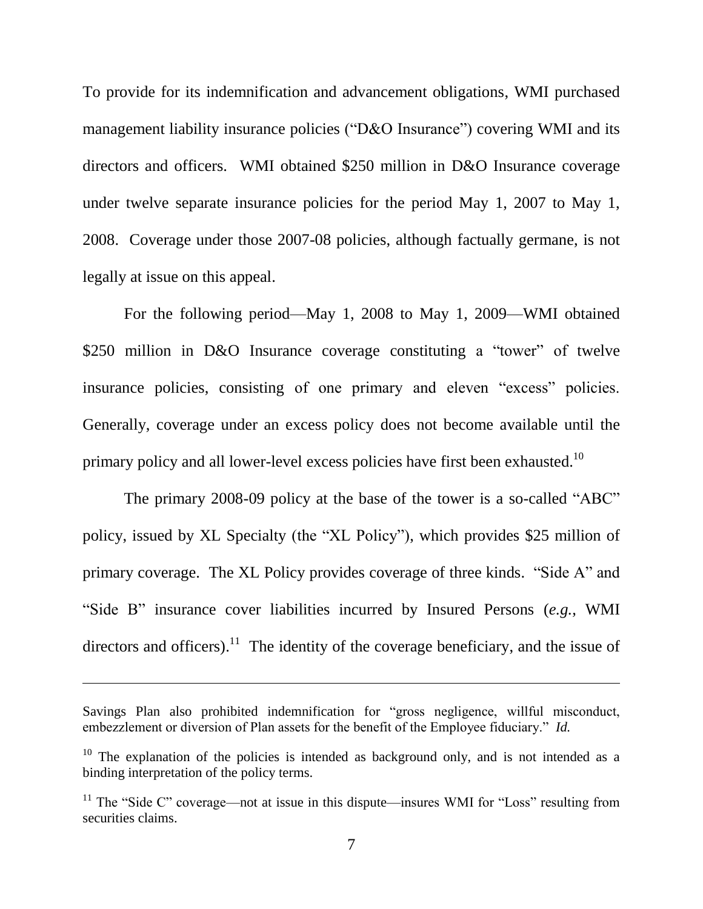To provide for its indemnification and advancement obligations, WMI purchased management liability insurance policies ("D&O Insurance") covering WMI and its directors and officers. WMI obtained $250 million in D&O Insurance coverage under twelve separate insurance policies for the period May 1, 2007 to May 1, 2008. Coverage under those 2007-08 policies, although factually germane, is not legally at issue on this appeal.

For the following period—May 1, 2008 to May 1, 2009—WMI obtained $250 million in D&O Insurance coverage constituting a "tower" of twelve insurance policies, consisting of one primary and eleven "excess" policies. Generally, coverage under an excess policy does not become available until the primary policy and all lower-level excess policies have first been exhausted.[10]

The primary 2008-09 policy at the base of the tower is a so-called "ABC" policy, issued by XL Specialty (the "XL Policy"), which provides $25 million of primary coverage. The XL Policy provides coverage of three kinds. "Side A" and "Side B" insurance cover liabilities incurred by Insured Persons (*e.g.*, WMI directors and officers).[11] The identity of the coverage beneficiary, and the issue of

---

Savings Plan also prohibited indemnification for "gross negligence, willful misconduct, embezzlement or diversion of Plan assets for the benefit of the Employee fiduciary." *Id.*

[10] The explanation of the policies is intended as background only, and is not intended as a binding interpretation of the policy terms.

[11] The "Side C" coverage—not at issue in this dispute—insures WMI for "Loss" resulting from securities claims.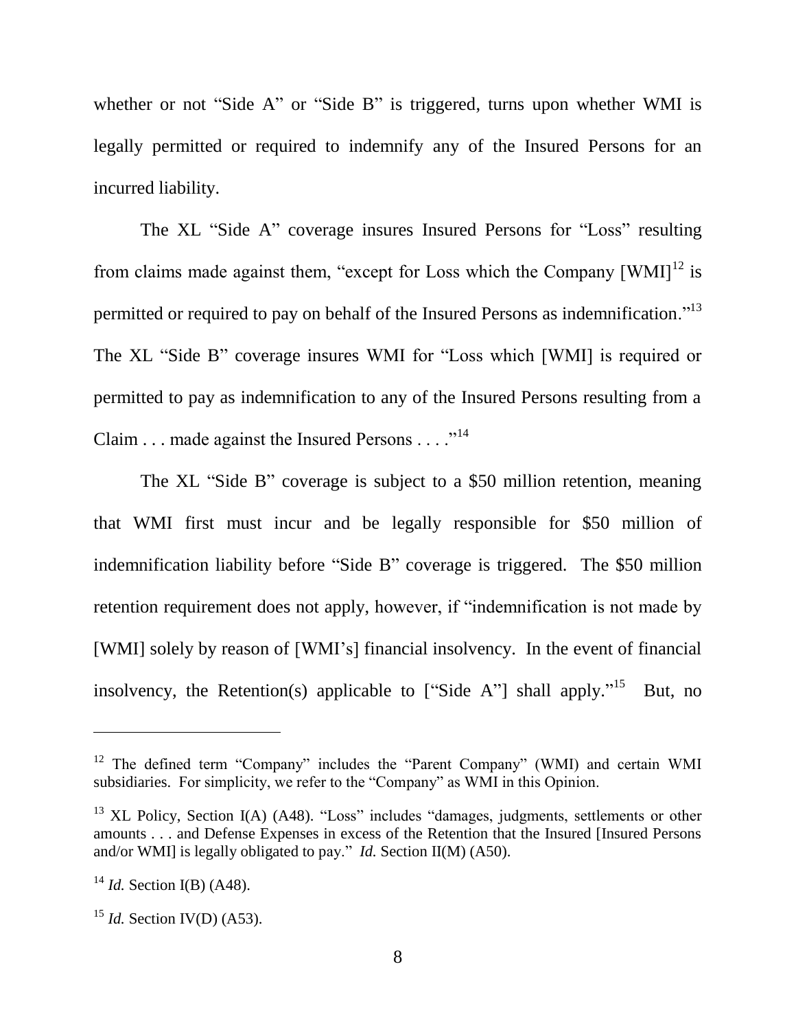whether or not "Side A" or "Side B" is triggered, turns upon whether WMI is legally permitted or required to indemnify any of the Insured Persons for an incurred liability.

The XL "Side A" coverage insures Insured Persons for "Loss" resulting from claims made against them, "except for Loss which the Company [WMI][12] is permitted or required to pay on behalf of the Insured Persons as indemnification."[13] The XL "Side B" coverage insures WMI for "Loss which [WMI] is required or permitted to pay as indemnification to any of the Insured Persons resulting from a Claim . . . made against the Insured Persons . . . ."[14]

The XL "Side B" coverage is subject to a $50 million retention, meaning that WMI first must incur and be legally responsible for $50 million of indemnification liability before "Side B" coverage is triggered. The $50 million retention requirement does not apply, however, if "indemnification is not made by [WMI] solely by reason of [WMI's] financial insolvency. In the event of financial insolvency, the Retention(s) applicable to ["Side A"] shall apply."[15] But, no

---

[12] The defined term "Company" includes the "Parent Company" (WMI) and certain WMI subsidiaries. For simplicity, we refer to the "Company" as WMI in this Opinion.

[13] XL Policy, Section I(A) (A48). "Loss" includes "damages, judgments, settlements or other amounts . . . and Defense Expenses in excess of the Retention that the Insured [Insured Persons and/or WMI] is legally obligated to pay." *Id.* Section II(M) (A50).

[14] *Id.* Section I(B) (A48).

[15] *Id.* Section IV(D) (A53).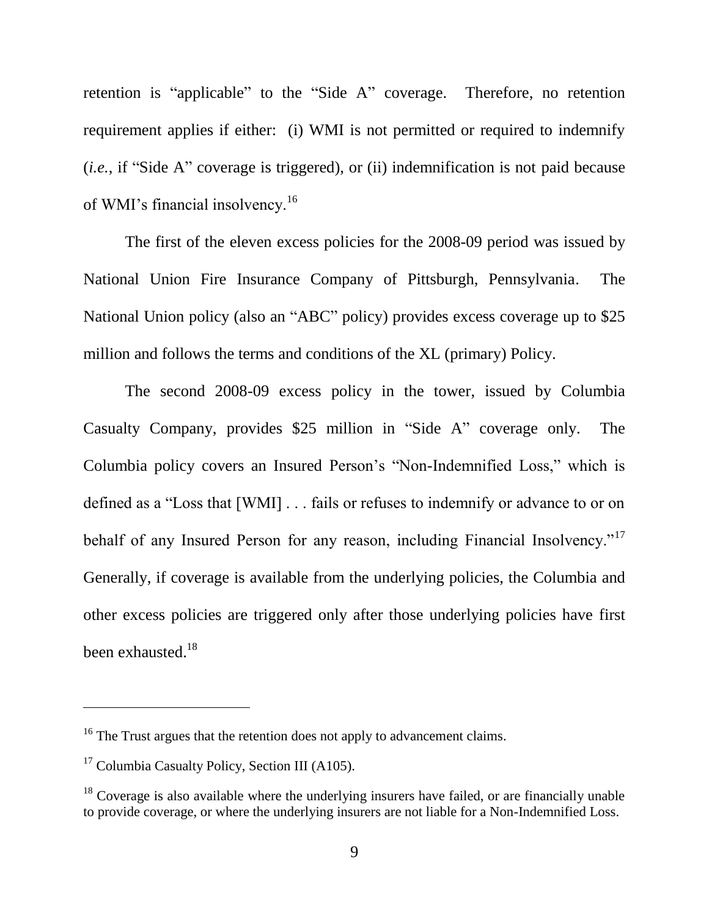retention is "applicable" to the "Side A" coverage. Therefore, no retention requirement applies if either: (i) WMI is not permitted or required to indemnify (*i.e.*, if "Side A" coverage is triggered), or (ii) indemnification is not paid because of WMI's financial insolvency.[16]

The first of the eleven excess policies for the 2008-09 period was issued by National Union Fire Insurance Company of Pittsburgh, Pennsylvania. The National Union policy (also an "ABC" policy) provides excess coverage up to $25 million and follows the terms and conditions of the XL (primary) Policy.

The second 2008-09 excess policy in the tower, issued by Columbia Casualty Company, provides $25 million in "Side A" coverage only. The Columbia policy covers an Insured Person's "Non-Indemnified Loss," which is defined as a "Loss that [WMI] . . . fails or refuses to indemnify or advance to or on behalf of any Insured Person for any reason, including Financial Insolvency."[17] Generally, if coverage is available from the underlying policies, the Columbia and other excess policies are triggered only after those underlying policies have first been exhausted.[18]

---

[16] The Trust argues that the retention does not apply to advancement claims.

[17] Columbia Casualty Policy, Section III (A105).

[18] Coverage is also available where the underlying insurers have failed, or are financially unable to provide coverage, or where the underlying insurers are not liable for a Non-Indemnified Loss.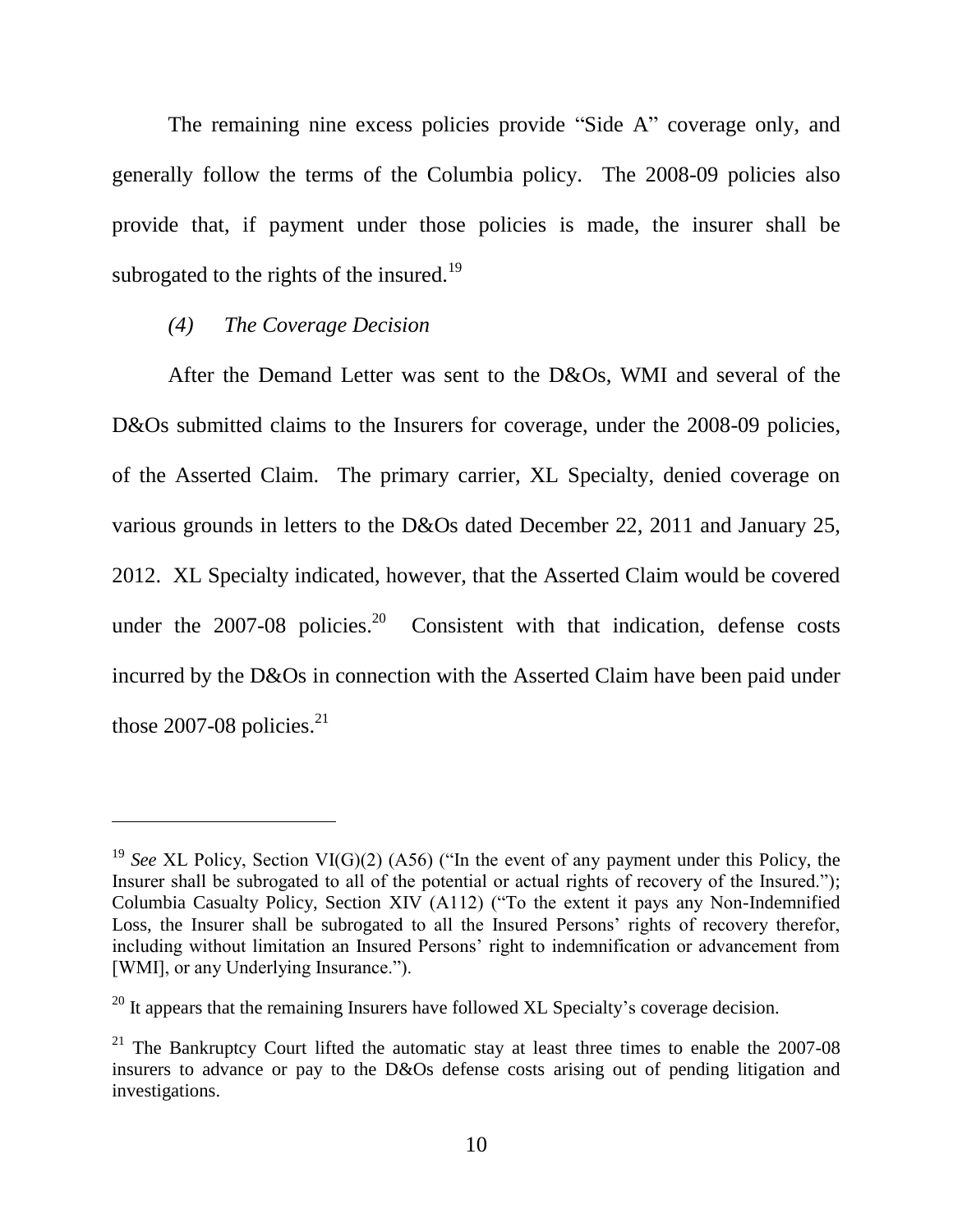The remaining nine excess policies provide "Side A" coverage only, and generally follow the terms of the Columbia policy. The 2008-09 policies also provide that, if payment under those policies is made, the insurer shall be subrogated to the rights of the insured.[19]

*(4) The Coverage Decision*

After the Demand Letter was sent to the D&Os, WMI and several of the D&Os submitted claims to the Insurers for coverage, under the 2008-09 policies, of the Asserted Claim. The primary carrier, XL Specialty, denied coverage on various grounds in letters to the D&Os dated December 22, 2011 and January 25, 2012. XL Specialty indicated, however, that the Asserted Claim would be covered under the 2007-08 policies.[20] Consistent with that indication, defense costs incurred by the D&Os in connection with the Asserted Claim have been paid under those 2007-08 policies.[21]

---

[19] *See* XL Policy, Section VI(G)(2) (A56) ("In the event of any payment under this Policy, the Insurer shall be subrogated to all of the potential or actual rights of recovery of the Insured."); Columbia Casualty Policy, Section XIV (A112) ("To the extent it pays any Non-Indemnified Loss, the Insurer shall be subrogated to all the Insured Persons' rights of recovery therefor, including without limitation an Insured Persons' right to indemnification or advancement from [WMI], or any Underlying Insurance.").

[20] It appears that the remaining Insurers have followed XL Specialty's coverage decision.

[21] The Bankruptcy Court lifted the automatic stay at least three times to enable the 2007-08 insurers to advance or pay to the D&Os defense costs arising out of pending litigation and investigations.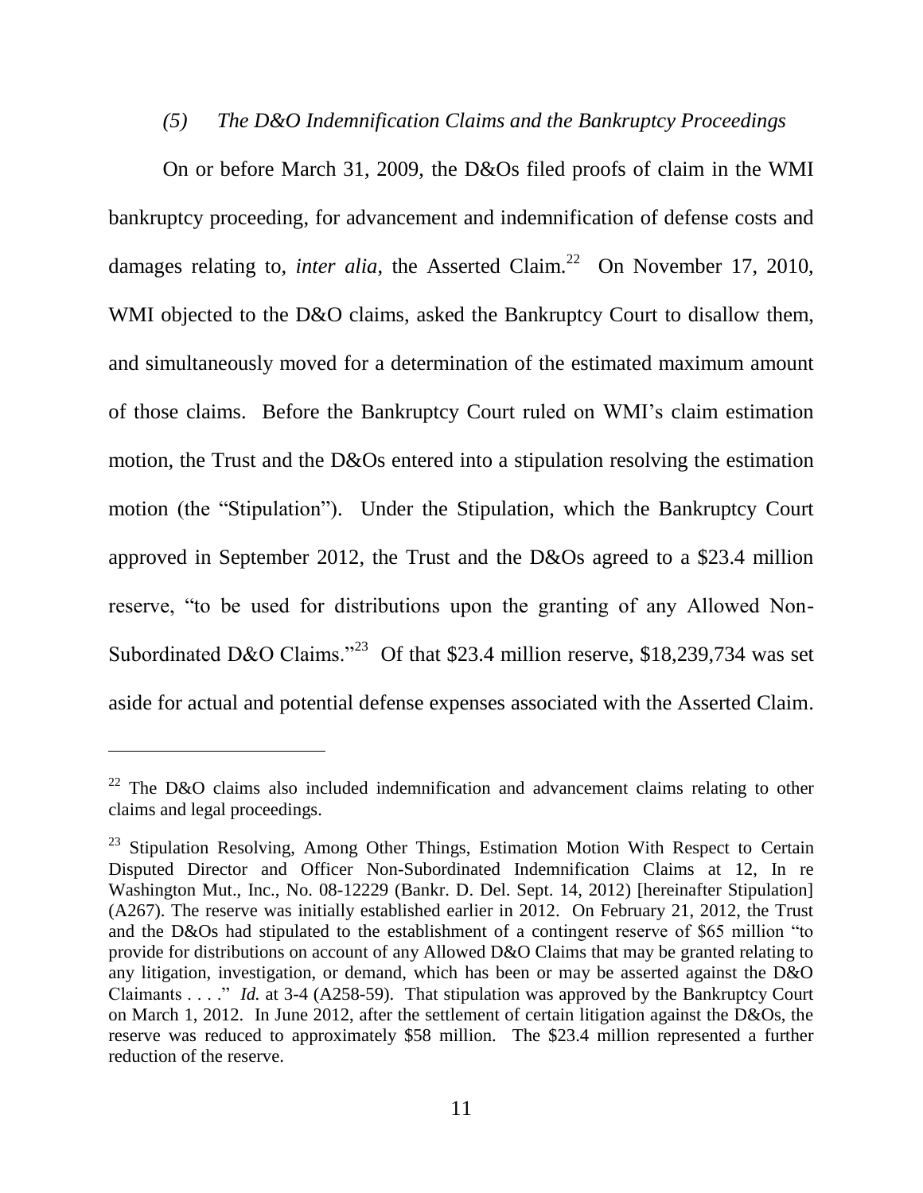### *(5) The D&O Indemnification Claims and the Bankruptcy Proceedings*

On or before March 31, 2009, the D&Os filed proofs of claim in the WMI bankruptcy proceeding, for advancement and indemnification of defense costs and damages relating to, *inter alia*, the Asserted Claim.[22] On November 17, 2010, WMI objected to the D&O claims, asked the Bankruptcy Court to disallow them, and simultaneously moved for a determination of the estimated maximum amount of those claims. Before the Bankruptcy Court ruled on WMI's claim estimation motion, the Trust and the D&Os entered into a stipulation resolving the estimation motion (the "Stipulation"). Under the Stipulation, which the Bankruptcy Court approved in September 2012, the Trust and the D&Os agreed to a $23.4 million reserve, "to be used for distributions upon the granting of any Allowed Non-Subordinated D&O Claims."[23] Of that $23.4 million reserve, $18,239,734 was set aside for actual and potential defense expenses associated with the Asserted Claim.

---

[22] The D&O claims also included indemnification and advancement claims relating to other claims and legal proceedings.

[23] Stipulation Resolving, Among Other Things, Estimation Motion With Respect to Certain Disputed Director and Officer Non-Subordinated Indemnification Claims at 12, In re Washington Mut., Inc., No. 08-12229 (Bankr. D. Del. Sept. 14, 2012) [hereinafter Stipulation] (A267). The reserve was initially established earlier in 2012. On February 21, 2012, the Trust and the D&Os had stipulated to the establishment of a contingent reserve of $65 million "to provide for distributions on account of any Allowed D&O Claims that may be granted relating to any litigation, investigation, or demand, which has been or may be asserted against the D&O Claimants . . . ." *Id.* at 3-4 (A258-59). That stipulation was approved by the Bankruptcy Court on March 1, 2012. In June 2012, after the settlement of certain litigation against the D&Os, the reserve was reduced to approximately $58 million. The $23.4 million represented a further reduction of the reserve.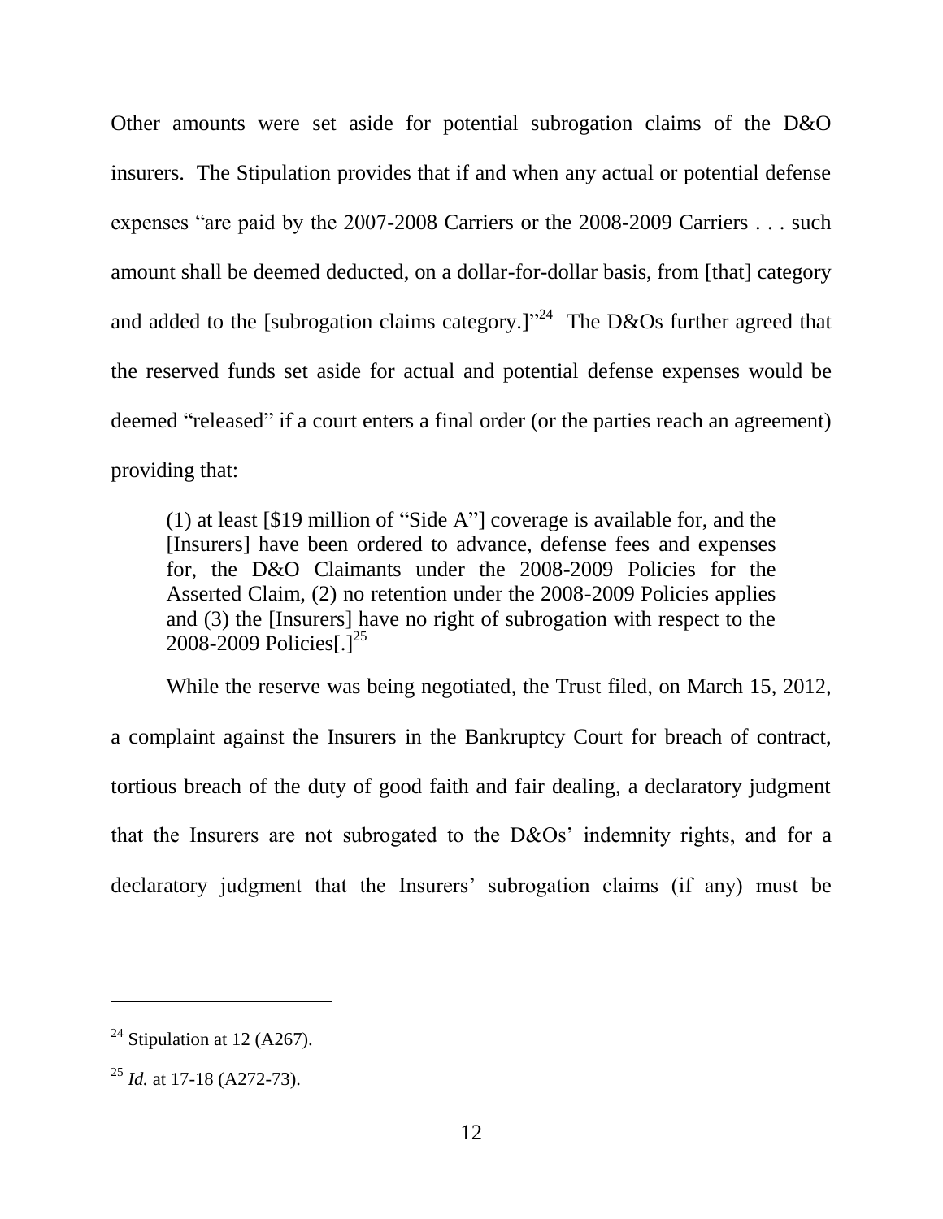Other amounts were set aside for potential subrogation claims of the D&O insurers. The Stipulation provides that if and when any actual or potential defense expenses "are paid by the 2007-2008 Carriers or the 2008-2009 Carriers . . . such amount shall be deemed deducted, on a dollar-for-dollar basis, from [that] category and added to the [subrogation claims category.]"[24] The D&Os further agreed that the reserved funds set aside for actual and potential defense expenses would be deemed "released" if a court enters a final order (or the parties reach an agreement) providing that:

> (1) at least [$19 million of "Side A"] coverage is available for, and the [Insurers] have been ordered to advance, defense fees and expenses for, the D&O Claimants under the 2008-2009 Policies for the Asserted Claim, (2) no retention under the 2008-2009 Policies applies and (3) the [Insurers] have no right of subrogation with respect to the 2008-2009 Policies[.][25]

While the reserve was being negotiated, the Trust filed, on March 15, 2012, a complaint against the Insurers in the Bankruptcy Court for breach of contract, tortious breach of the duty of good faith and fair dealing, a declaratory judgment that the Insurers are not subrogated to the D&Os' indemnity rights, and for a declaratory judgment that the Insurers' subrogation claims (if any) must be

---

[24] Stipulation at 12 (A267).

[25] *Id.* at 17-18 (A272-73).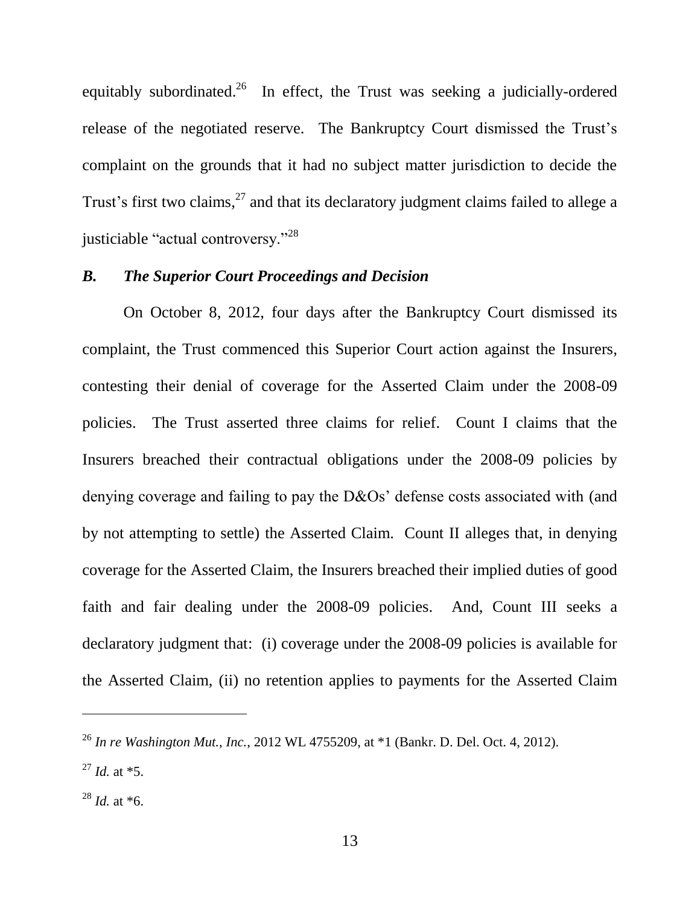equitably subordinated.[26] In effect, the Trust was seeking a judicially-ordered release of the negotiated reserve. The Bankruptcy Court dismissed the Trust's complaint on the grounds that it had no subject matter jurisdiction to decide the Trust's first two claims,[27] and that its declaratory judgment claims failed to allege a justiciable "actual controversy."[28]

### *B. The Superior Court Proceedings and Decision*

On October 8, 2012, four days after the Bankruptcy Court dismissed its complaint, the Trust commenced this Superior Court action against the Insurers, contesting their denial of coverage for the Asserted Claim under the 2008-09 policies. The Trust asserted three claims for relief. Count I claims that the Insurers breached their contractual obligations under the 2008-09 policies by denying coverage and failing to pay the D&Os' defense costs associated with (and by not attempting to settle) the Asserted Claim. Count II alleges that, in denying coverage for the Asserted Claim, the Insurers breached their implied duties of good faith and fair dealing under the 2008-09 policies. And, Count III seeks a declaratory judgment that: (i) coverage under the 2008-09 policies is available for the Asserted Claim, (ii) no retention applies to payments for the Asserted Claim

---

[26] *In re Washington Mut., Inc.*, 2012 WL 4755209, at *1 (Bankr. D. Del. Oct. 4, 2012).

[27] *Id.* at *5.

[28] *Id.* at *6.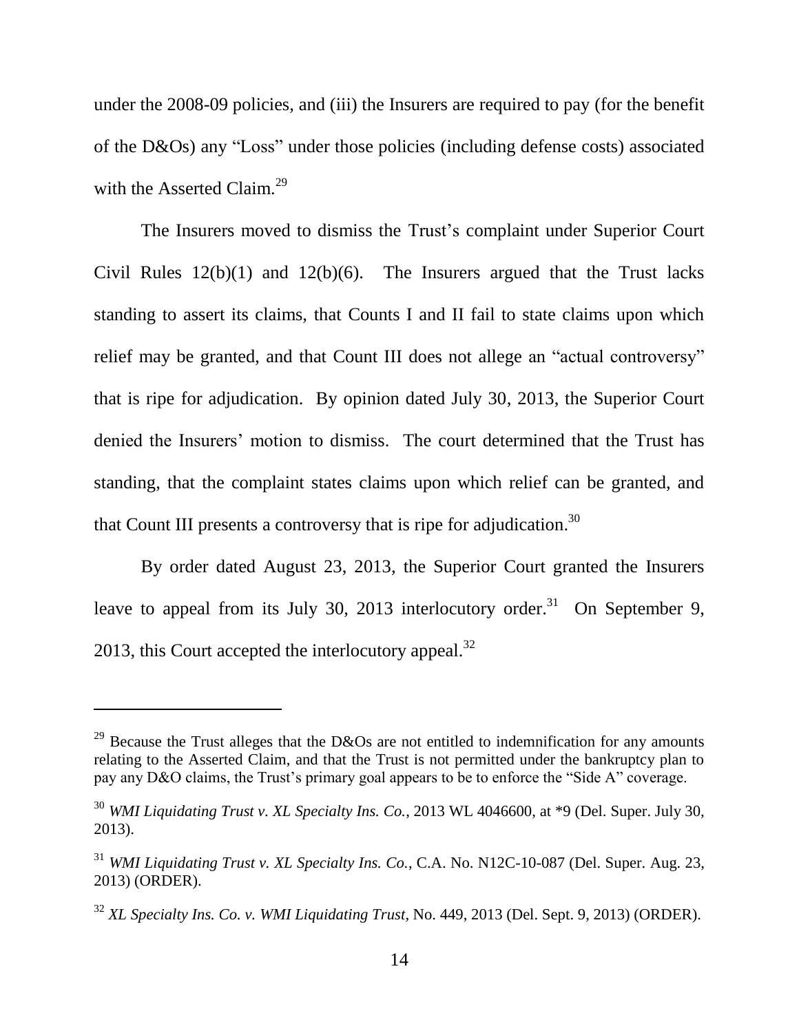under the 2008-09 policies, and (iii) the Insurers are required to pay (for the benefit of the D&Os) any "Loss" under those policies (including defense costs) associated with the Asserted Claim.[29]

The Insurers moved to dismiss the Trust's complaint under Superior Court Civil Rules 12(b)(1) and 12(b)(6). The Insurers argued that the Trust lacks standing to assert its claims, that Counts I and II fail to state claims upon which relief may be granted, and that Count III does not allege an "actual controversy" that is ripe for adjudication. By opinion dated July 30, 2013, the Superior Court denied the Insurers' motion to dismiss. The court determined that the Trust has standing, that the complaint states claims upon which relief can be granted, and that Count III presents a controversy that is ripe for adjudication.[30]

By order dated August 23, 2013, the Superior Court granted the Insurers leave to appeal from its July 30, 2013 interlocutory order.[31] On September 9, 2013, this Court accepted the interlocutory appeal.[32]

---

[29] Because the Trust alleges that the D&Os are not entitled to indemnification for any amounts relating to the Asserted Claim, and that the Trust is not permitted under the bankruptcy plan to pay any D&O claims, the Trust's primary goal appears to be to enforce the "Side A" coverage.

[30] *WMI Liquidating Trust v. XL Specialty Ins. Co.*, 2013 WL 4046600, at *9 (Del. Super. July 30, 2013).

[31] *WMI Liquidating Trust v. XL Specialty Ins. Co.*, C.A. No. N12C-10-087 (Del. Super. Aug. 23, 2013) (ORDER).

[32] *XL Specialty Ins. Co. v. WMI Liquidating Trust*, No. 449, 2013 (Del. Sept. 9, 2013) (ORDER).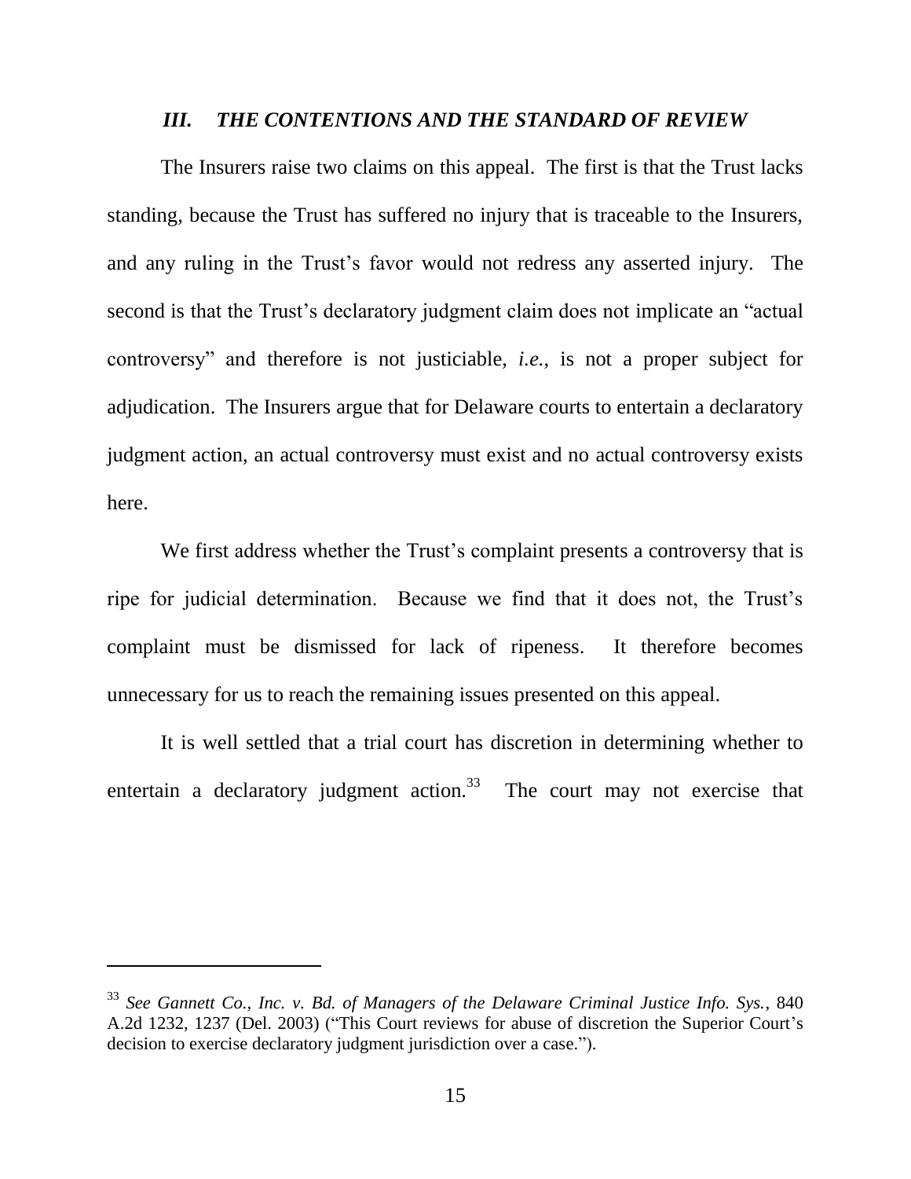### *III. THE CONTENTIONS AND THE STANDARD OF REVIEW*

The Insurers raise two claims on this appeal. The first is that the Trust lacks standing, because the Trust has suffered no injury that is traceable to the Insurers, and any ruling in the Trust's favor would not redress any asserted injury. The second is that the Trust's declaratory judgment claim does not implicate an "actual controversy" and therefore is not justiciable, *i.e.*, is not a proper subject for adjudication. The Insurers argue that for Delaware courts to entertain a declaratory judgment action, an actual controversy must exist and no actual controversy exists here.

We first address whether the Trust's complaint presents a controversy that is ripe for judicial determination. Because we find that it does not, the Trust's complaint must be dismissed for lack of ripeness. It therefore becomes unnecessary for us to reach the remaining issues presented on this appeal.

It is well settled that a trial court has discretion in determining whether to entertain a declaratory judgment action.[33] The court may not exercise that

---

[33] *See Gannett Co., Inc. v. Bd. of Managers of the Delaware Criminal Justice Info. Sys.*, 840 A.2d 1232, 1237 (Del. 2003) ("This Court reviews for abuse of discretion the Superior Court's decision to exercise declaratory judgment jurisdiction over a case.").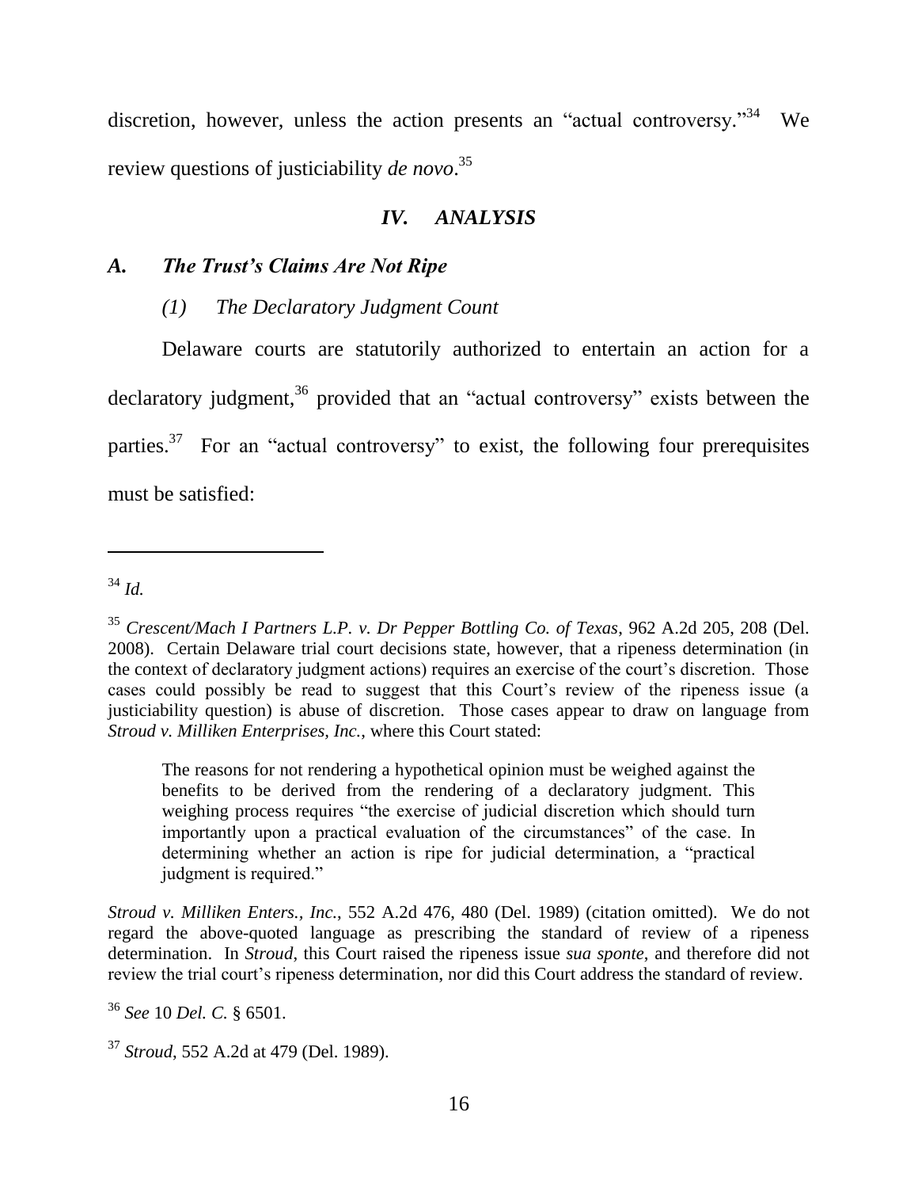discretion, however, unless the action presents an "actual controversy."[34] We review questions of justiciability *de novo*.[35]

## *IV. ANALYSIS*

### *A. The Trust's Claims Are Not Ripe*

#### *(1) The Declaratory Judgment Count*

Delaware courts are statutorily authorized to entertain an action for a declaratory judgment,[36] provided that an "actual controversy" exists between the parties.[37] For an "actual controversy" to exist, the following four prerequisites must be satisfied:

---

[34] *Id.*

[35] *Crescent/Mach I Partners L.P. v. Dr Pepper Bottling Co. of Texas*, 962 A.2d 205, 208 (Del. 2008). Certain Delaware trial court decisions state, however, that a ripeness determination (in the context of declaratory judgment actions) requires an exercise of the court's discretion. Those cases could possibly be read to suggest that this Court's review of the ripeness issue (a justiciability question) is abuse of discretion. Those cases appear to draw on language from *Stroud v. Milliken Enterprises, Inc.*, where this Court stated:

> The reasons for not rendering a hypothetical opinion must be weighed against the benefits to be derived from the rendering of a declaratory judgment. This weighing process requires "the exercise of judicial discretion which should turn importantly upon a practical evaluation of the circumstances" of the case. In determining whether an action is ripe for judicial determination, a "practical judgment is required."

*Stroud v. Milliken Enters., Inc.*, 552 A.2d 476, 480 (Del. 1989) (citation omitted). We do not regard the above-quoted language as prescribing the standard of review of a ripeness determination. In *Stroud*, this Court raised the ripeness issue *sua sponte*, and therefore did not review the trial court's ripeness determination, nor did this Court address the standard of review.

[36] *See* 10 *Del. C.* § 6501.

[37] *Stroud*, 552 A.2d at 479 (Del. 1989).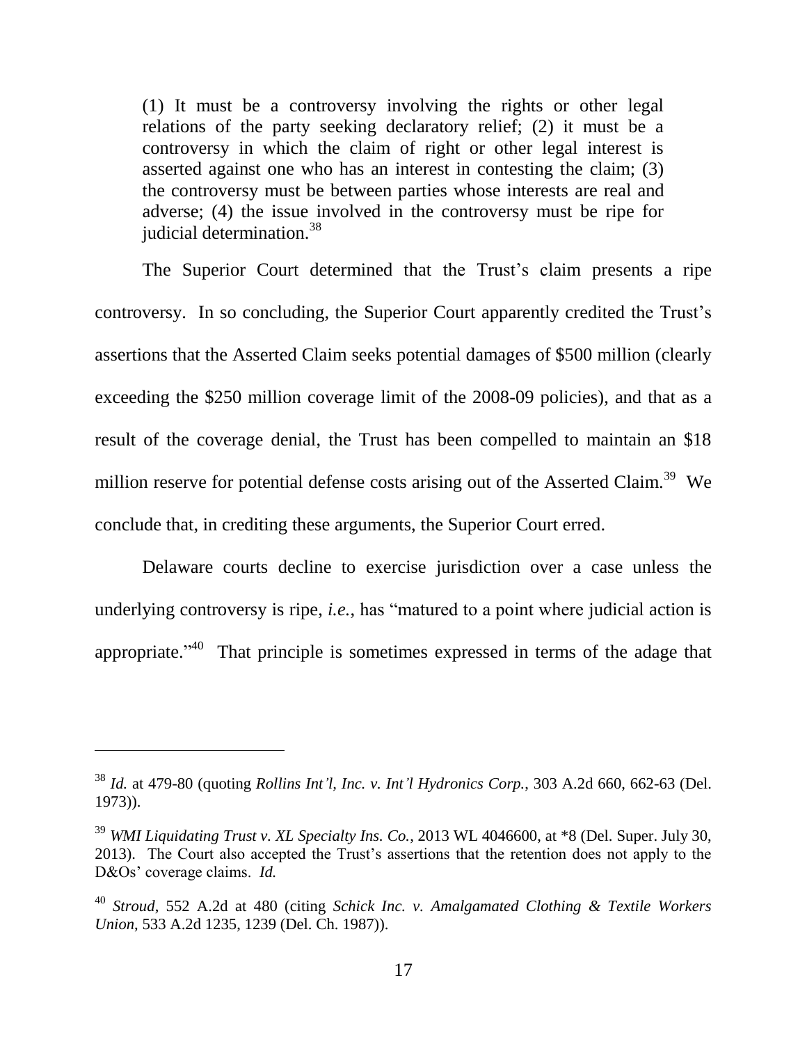> (1) It must be a controversy involving the rights or other legal relations of the party seeking declaratory relief; (2) it must be a controversy in which the claim of right or other legal interest is asserted against one who has an interest in contesting the claim; (3) the controversy must be between parties whose interests are real and adverse; (4) the issue involved in the controversy must be ripe for judicial determination.[38]

The Superior Court determined that the Trust's claim presents a ripe controversy. In so concluding, the Superior Court apparently credited the Trust's assertions that the Asserted Claim seeks potential damages of $500 million (clearly exceeding the $250 million coverage limit of the 2008-09 policies), and that as a result of the coverage denial, the Trust has been compelled to maintain an $18 million reserve for potential defense costs arising out of the Asserted Claim.[39] We conclude that, in crediting these arguments, the Superior Court erred.

Delaware courts decline to exercise jurisdiction over a case unless the underlying controversy is ripe, *i.e.*, has "matured to a point where judicial action is appropriate."[40] That principle is sometimes expressed in terms of the adage that

---

[38] *Id.* at 479-80 (quoting *Rollins Int'l, Inc. v. Int'l Hydronics Corp.*, 303 A.2d 660, 662-63 (Del. 1973)).

[39] *WMI Liquidating Trust v. XL Specialty Ins. Co.*, 2013 WL 4046600, at *8 (Del. Super. July 30, 2013). The Court also accepted the Trust's assertions that the retention does not apply to the D&Os' coverage claims. *Id.*

[40] *Stroud*, 552 A.2d at 480 (citing *Schick Inc. v. Amalgamated Clothing & Textile Workers Union*, 533 A.2d 1235, 1239 (Del. Ch. 1987)).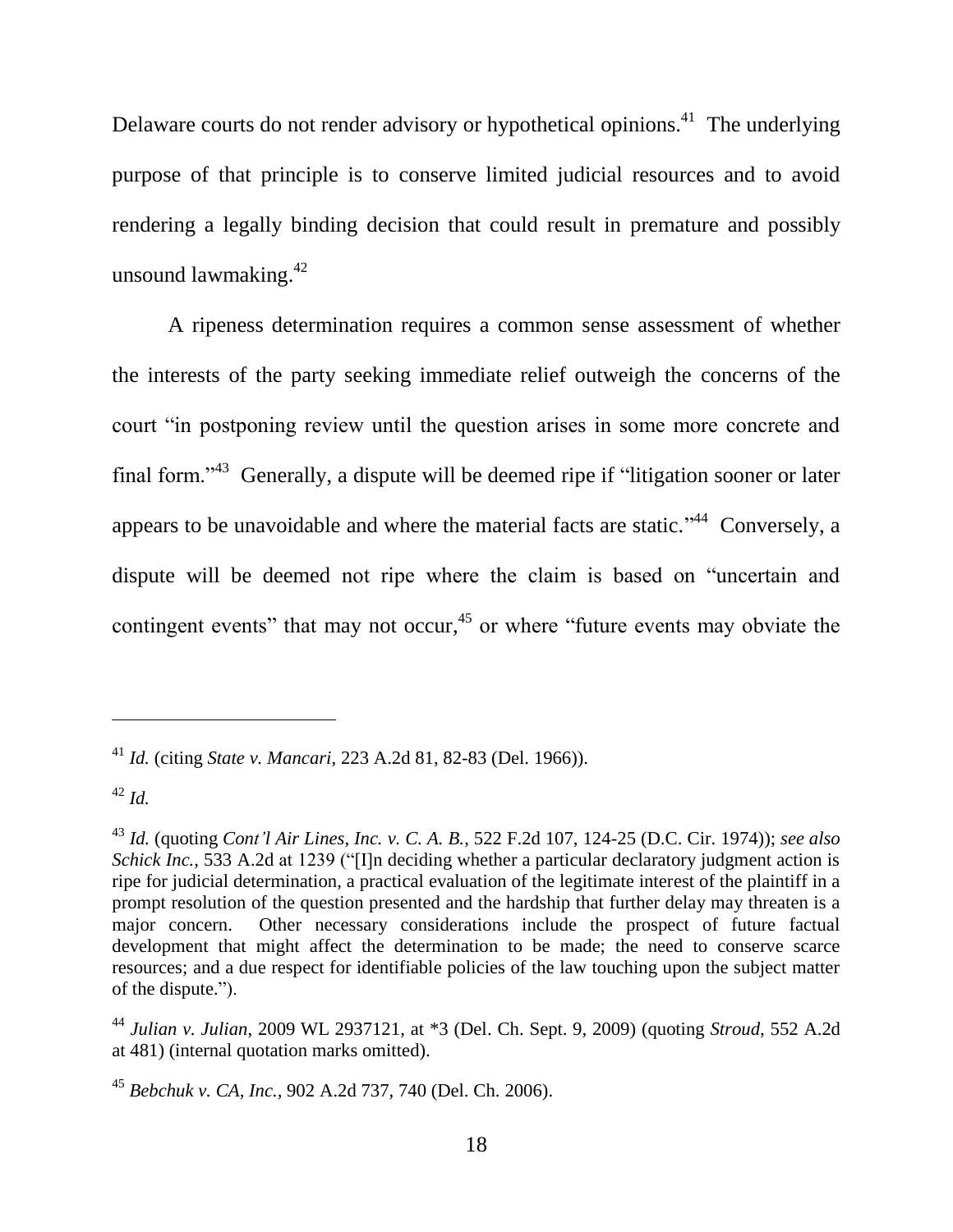Delaware courts do not render advisory or hypothetical opinions.[41] The underlying purpose of that principle is to conserve limited judicial resources and to avoid rendering a legally binding decision that could result in premature and possibly unsound lawmaking.[42]

A ripeness determination requires a common sense assessment of whether the interests of the party seeking immediate relief outweigh the concerns of the court "in postponing review until the question arises in some more concrete and final form."[43] Generally, a dispute will be deemed ripe if "litigation sooner or later appears to be unavoidable and where the material facts are static."[44] Conversely, a dispute will be deemed not ripe where the claim is based on "uncertain and contingent events" that may not occur,[45] or where "future events may obviate the

---

[41] *Id.* (citing *State v. Mancari*, 223 A.2d 81, 82-83 (Del. 1966)).

[42] *Id.*

[43] *Id.* (quoting *Cont'l Air Lines, Inc. v. C. A. B.*, 522 F.2d 107, 124-25 (D.C. Cir. 1974)); *see also Schick Inc.*, 533 A.2d at 1239 ("[I]n deciding whether a particular declaratory judgment action is ripe for judicial determination, a practical evaluation of the legitimate interest of the plaintiff in a prompt resolution of the question presented and the hardship that further delay may threaten is a major concern. Other necessary considerations include the prospect of future factual development that might affect the determination to be made; the need to conserve scarce resources; and a due respect for identifiable policies of the law touching upon the subject matter of the dispute.").

[44] *Julian v. Julian*, 2009 WL 2937121, at *3 (Del. Ch. Sept. 9, 2009) (quoting *Stroud*, 552 A.2d at 481) (internal quotation marks omitted).

[45] *Bebchuk v. CA, Inc.*, 902 A.2d 737, 740 (Del. Ch. 2006).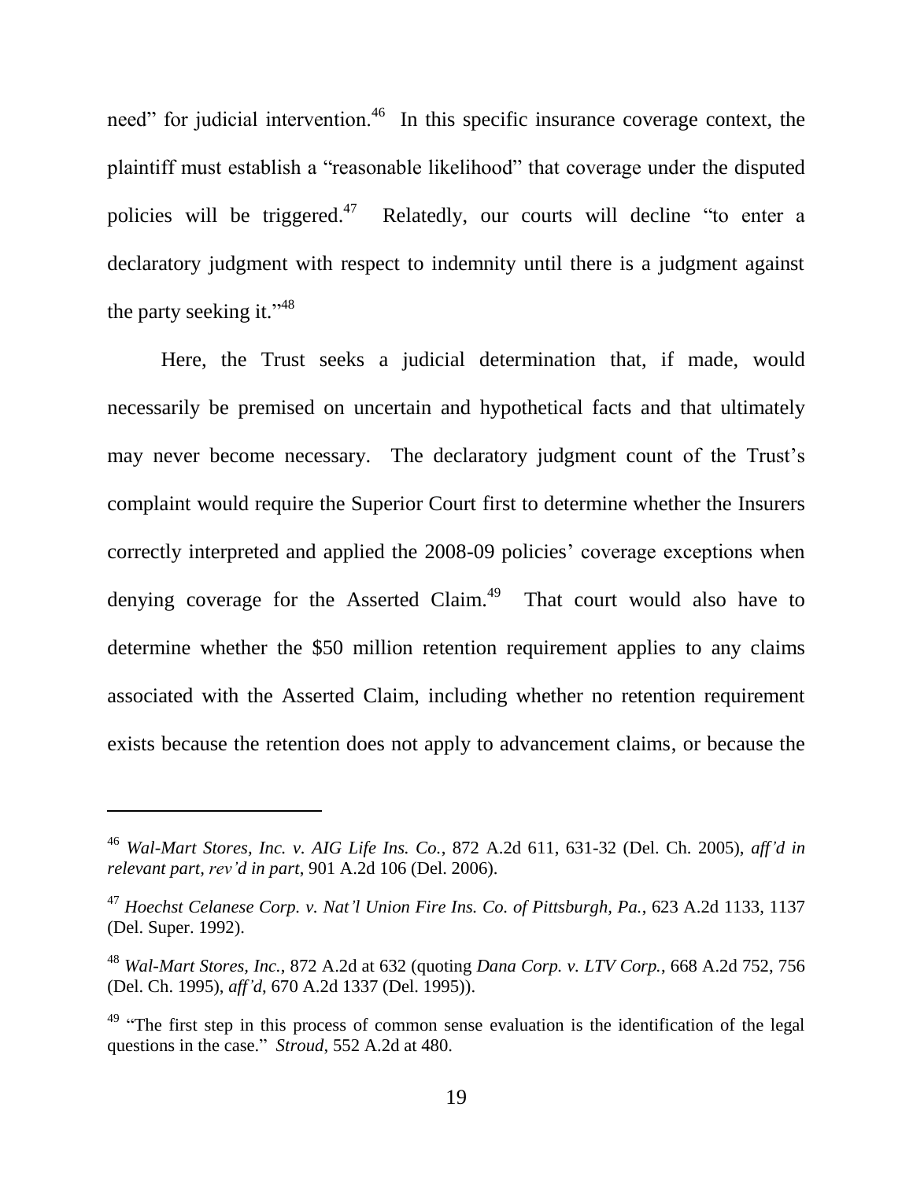need" for judicial intervention.[46] In this specific insurance coverage context, the plaintiff must establish a "reasonable likelihood" that coverage under the disputed policies will be triggered.[47] Relatedly, our courts will decline "to enter a declaratory judgment with respect to indemnity until there is a judgment against the party seeking it."[48]

Here, the Trust seeks a judicial determination that, if made, would necessarily be premised on uncertain and hypothetical facts and that ultimately may never become necessary. The declaratory judgment count of the Trust's complaint would require the Superior Court first to determine whether the Insurers correctly interpreted and applied the 2008-09 policies' coverage exceptions when denying coverage for the Asserted Claim.[49] That court would also have to determine whether the $50 million retention requirement applies to any claims associated with the Asserted Claim, including whether no retention requirement exists because the retention does not apply to advancement claims, or because the

---

[46] *Wal-Mart Stores, Inc. v. AIG Life Ins. Co.*, 872 A.2d 611, 631-32 (Del. Ch. 2005), *aff'd in relevant part, rev'd in part*, 901 A.2d 106 (Del. 2006).

[47] *Hoechst Celanese Corp. v. Nat'l Union Fire Ins. Co. of Pittsburgh, Pa.*, 623 A.2d 1133, 1137 (Del. Super. 1992).

[48] *Wal-Mart Stores, Inc.*, 872 A.2d at 632 (quoting *Dana Corp. v. LTV Corp.*, 668 A.2d 752, 756 (Del. Ch. 1995), *aff'd*, 670 A.2d 1337 (Del. 1995)).

[49] "The first step in this process of common sense evaluation is the identification of the legal questions in the case." *Stroud*, 552 A.2d at 480.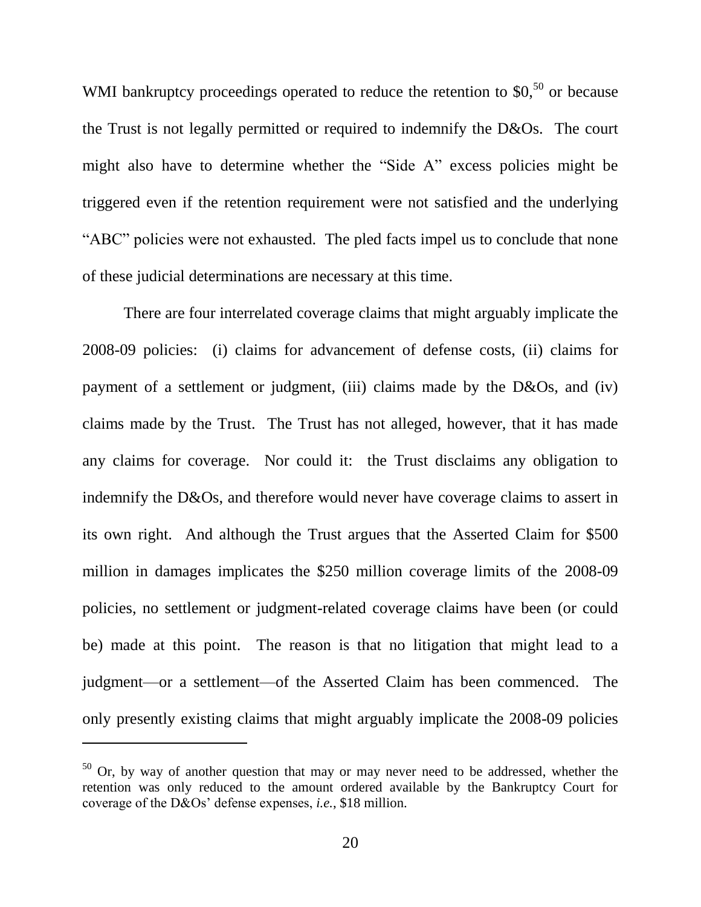WMI bankruptcy proceedings operated to reduce the retention to $0,[50] or because the Trust is not legally permitted or required to indemnify the D&Os. The court might also have to determine whether the "Side A" excess policies might be triggered even if the retention requirement were not satisfied and the underlying "ABC" policies were not exhausted. The pled facts impel us to conclude that none of these judicial determinations are necessary at this time.

There are four interrelated coverage claims that might arguably implicate the 2008-09 policies: (i) claims for advancement of defense costs, (ii) claims for payment of a settlement or judgment, (iii) claims made by the D&Os, and (iv) claims made by the Trust. The Trust has not alleged, however, that it has made any claims for coverage. Nor could it: the Trust disclaims any obligation to indemnify the D&Os, and therefore would never have coverage claims to assert in its own right. And although the Trust argues that the Asserted Claim for $500 million in damages implicates the $250 million coverage limits of the 2008-09 policies, no settlement or judgment-related coverage claims have been (or could be) made at this point. The reason is that no litigation that might lead to a judgment—or a settlement—of the Asserted Claim has been commenced. The only presently existing claims that might arguably implicate the 2008-09 policies

---

[50] Or, by way of another question that may or may never need to be addressed, whether the retention was only reduced to the amount ordered available by the Bankruptcy Court for coverage of the D&Os' defense expenses, *i.e.*, $18 million.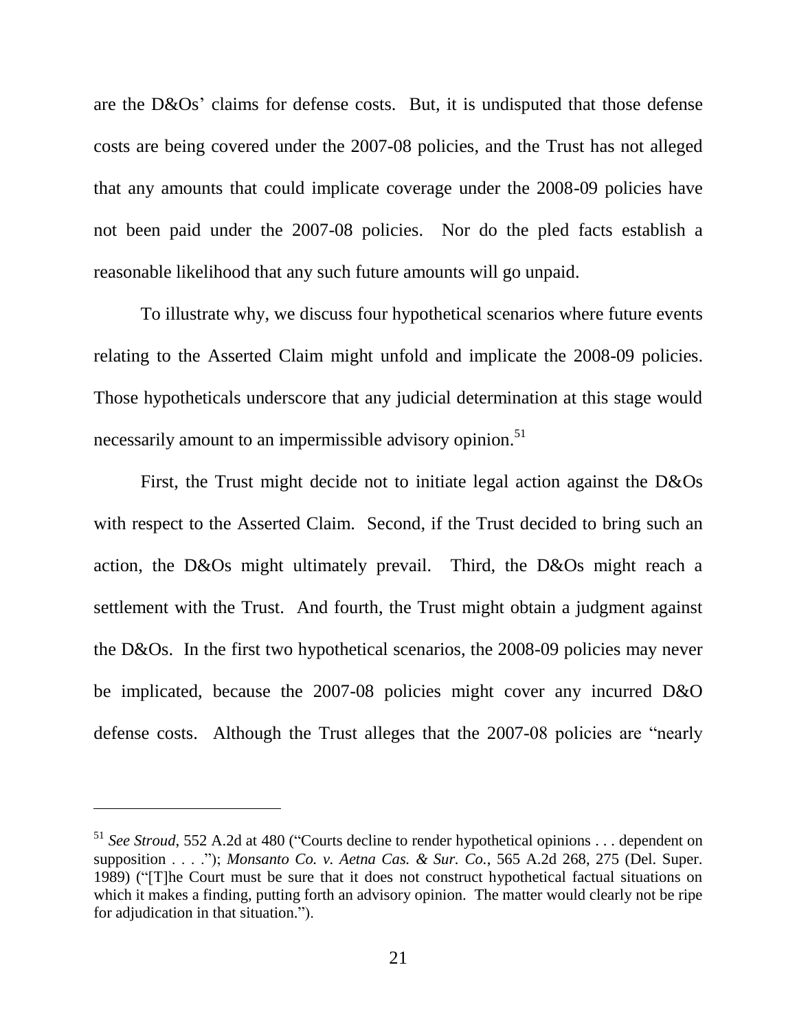are the D&Os' claims for defense costs. But, it is undisputed that those defense costs are being covered under the 2007-08 policies, and the Trust has not alleged that any amounts that could implicate coverage under the 2008-09 policies have not been paid under the 2007-08 policies. Nor do the pled facts establish a reasonable likelihood that any such future amounts will go unpaid.

To illustrate why, we discuss four hypothetical scenarios where future events relating to the Asserted Claim might unfold and implicate the 2008-09 policies. Those hypotheticals underscore that any judicial determination at this stage would necessarily amount to an impermissible advisory opinion.[51]

First, the Trust might decide not to initiate legal action against the D&Os with respect to the Asserted Claim. Second, if the Trust decided to bring such an action, the D&Os might ultimately prevail. Third, the D&Os might reach a settlement with the Trust. And fourth, the Trust might obtain a judgment against the D&Os. In the first two hypothetical scenarios, the 2008-09 policies may never be implicated, because the 2007-08 policies might cover any incurred D&O defense costs. Although the Trust alleges that the 2007-08 policies are "nearly

---

[51] *See Stroud*, 552 A.2d at 480 ("Courts decline to render hypothetical opinions . . . dependent on supposition . . . ."); *Monsanto Co. v. Aetna Cas. & Sur. Co.*, 565 A.2d 268, 275 (Del. Super. 1989) ("[T]he Court must be sure that it does not construct hypothetical factual situations on which it makes a finding, putting forth an advisory opinion. The matter would clearly not be ripe for adjudication in that situation.").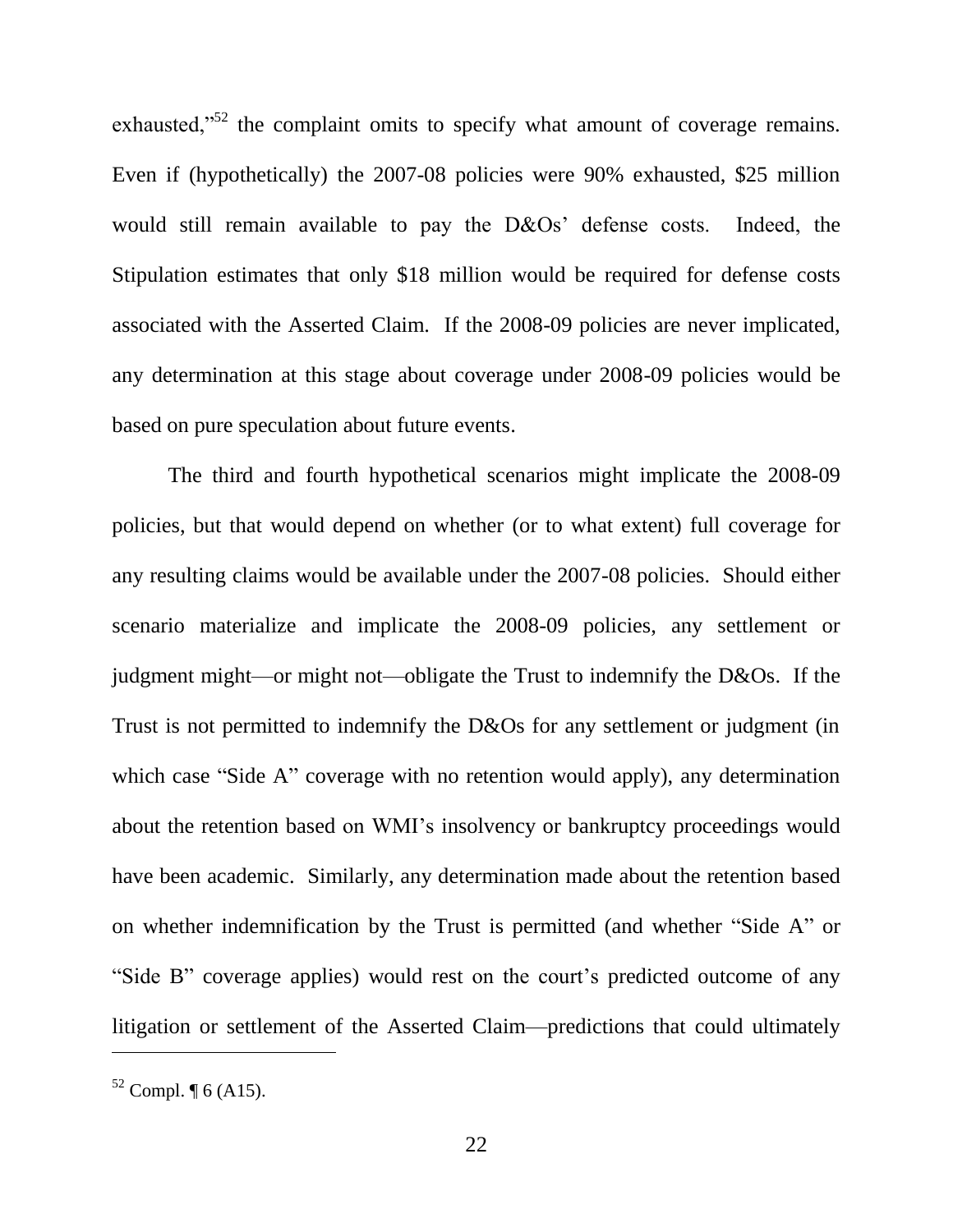exhausted,"[52] the complaint omits to specify what amount of coverage remains. Even if (hypothetically) the 2007-08 policies were 90% exhausted, $25 million would still remain available to pay the D&Os' defense costs. Indeed, the Stipulation estimates that only $18 million would be required for defense costs associated with the Asserted Claim. If the 2008-09 policies are never implicated, any determination at this stage about coverage under 2008-09 policies would be based on pure speculation about future events.

The third and fourth hypothetical scenarios might implicate the 2008-09 policies, but that would depend on whether (or to what extent) full coverage for any resulting claims would be available under the 2007-08 policies. Should either scenario materialize and implicate the 2008-09 policies, any settlement or judgment might—or might not—obligate the Trust to indemnify the D&Os. If the Trust is not permitted to indemnify the D&Os for any settlement or judgment (in which case "Side A" coverage with no retention would apply), any determination about the retention based on WMI's insolvency or bankruptcy proceedings would have been academic. Similarly, any determination made about the retention based on whether indemnification by the Trust is permitted (and whether "Side A" or "Side B" coverage applies) would rest on the court's predicted outcome of any litigation or settlement of the Asserted Claim—predictions that could ultimately

---

[52] Compl. ¶ 6 (A15).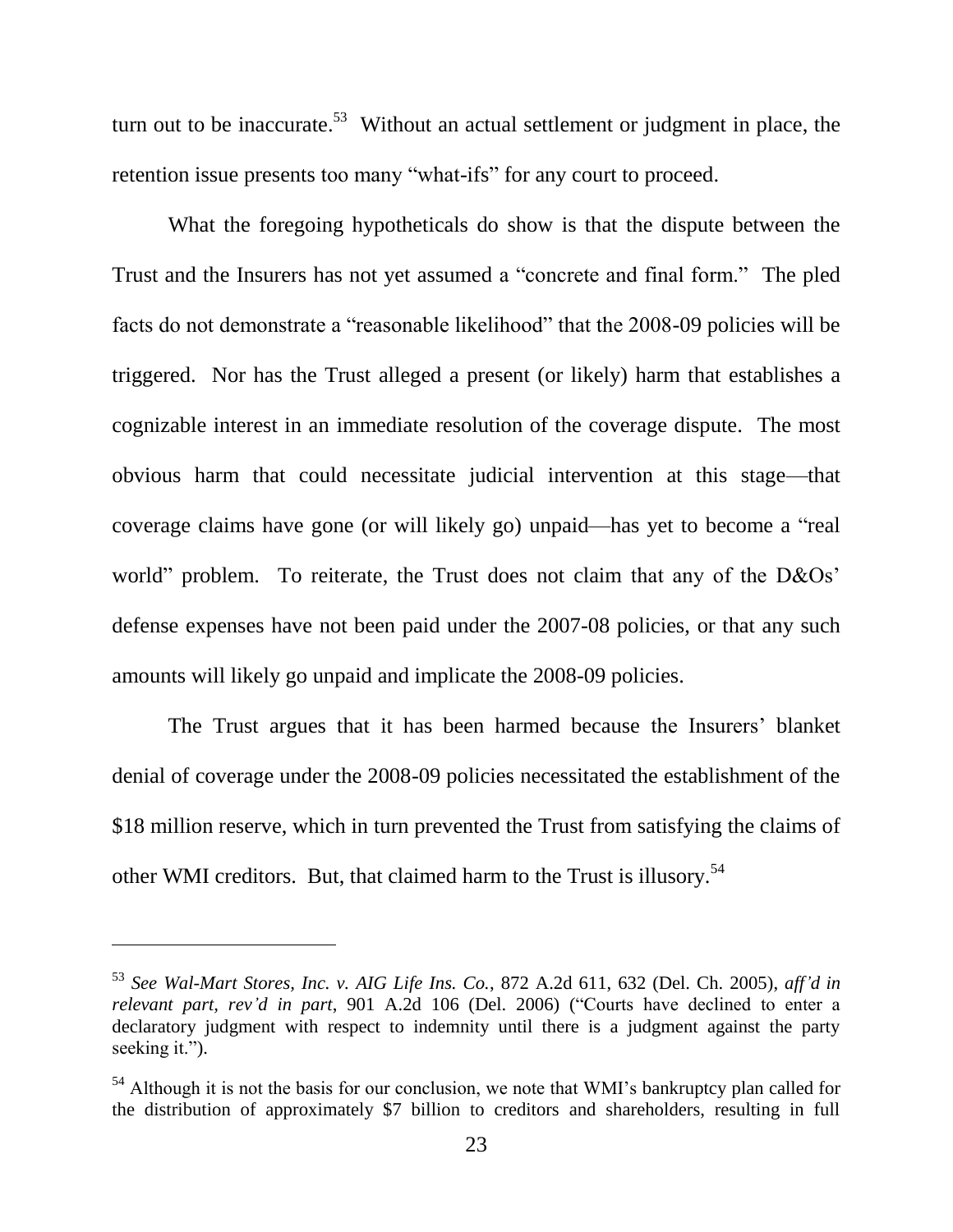turn out to be inaccurate.[53] Without an actual settlement or judgment in place, the retention issue presents too many "what-ifs" for any court to proceed.

What the foregoing hypotheticals do show is that the dispute between the Trust and the Insurers has not yet assumed a "concrete and final form." The pled facts do not demonstrate a "reasonable likelihood" that the 2008-09 policies will be triggered. Nor has the Trust alleged a present (or likely) harm that establishes a cognizable interest in an immediate resolution of the coverage dispute. The most obvious harm that could necessitate judicial intervention at this stage—that coverage claims have gone (or will likely go) unpaid—has yet to become a "real world" problem. To reiterate, the Trust does not claim that any of the D&Os' defense expenses have not been paid under the 2007-08 policies, or that any such amounts will likely go unpaid and implicate the 2008-09 policies.

The Trust argues that it has been harmed because the Insurers' blanket denial of coverage under the 2008-09 policies necessitated the establishment of the \$18 million reserve, which in turn prevented the Trust from satisfying the claims of other WMI creditors. But, that claimed harm to the Trust is illusory.[54]

---

[53] *See Wal-Mart Stores, Inc. v. AIG Life Ins. Co.*, 872 A.2d 611, 632 (Del. Ch. 2005), *aff'd in relevant part, rev'd in part*, 901 A.2d 106 (Del. 2006) ("Courts have declined to enter a declaratory judgment with respect to indemnity until there is a judgment against the party seeking it.").

[54] Although it is not the basis for our conclusion, we note that WMI's bankruptcy plan called for the distribution of approximately \$7 billion to creditors and shareholders, resulting in full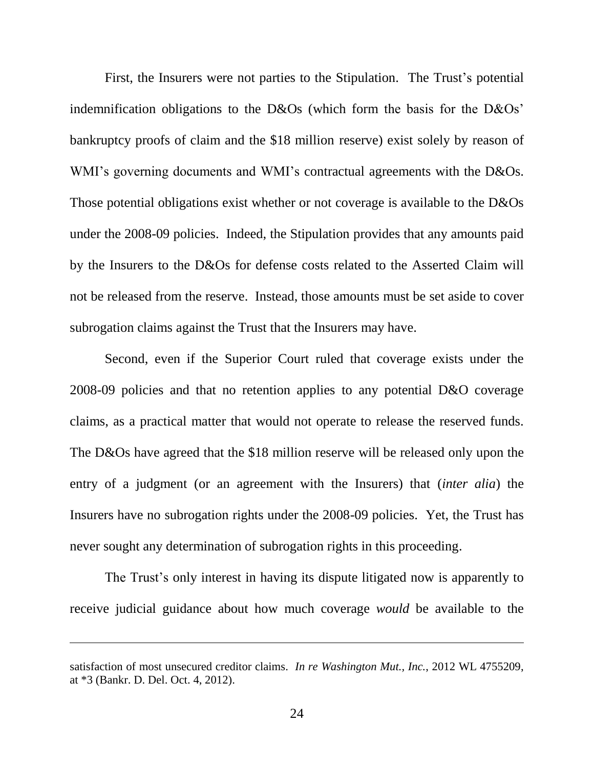First, the Insurers were not parties to the Stipulation. The Trust's potential indemnification obligations to the D&Os (which form the basis for the D&Os' bankruptcy proofs of claim and the $18 million reserve) exist solely by reason of WMI's governing documents and WMI's contractual agreements with the D&Os. Those potential obligations exist whether or not coverage is available to the D&Os under the 2008-09 policies. Indeed, the Stipulation provides that any amounts paid by the Insurers to the D&Os for defense costs related to the Asserted Claim will not be released from the reserve. Instead, those amounts must be set aside to cover subrogation claims against the Trust that the Insurers may have.

Second, even if the Superior Court ruled that coverage exists under the 2008-09 policies and that no retention applies to any potential D&O coverage claims, as a practical matter that would not operate to release the reserved funds. The D&Os have agreed that the $18 million reserve will be released only upon the entry of a judgment (or an agreement with the Insurers) that (*inter alia*) the Insurers have no subrogation rights under the 2008-09 policies. Yet, the Trust has never sought any determination of subrogation rights in this proceeding.

The Trust's only interest in having its dispute litigated now is apparently to receive judicial guidance about how much coverage *would* be available to the

---

satisfaction of most unsecured creditor claims. *In re Washington Mut., Inc.*, 2012 WL 4755209, at *3 (Bankr. D. Del. Oct. 4, 2012).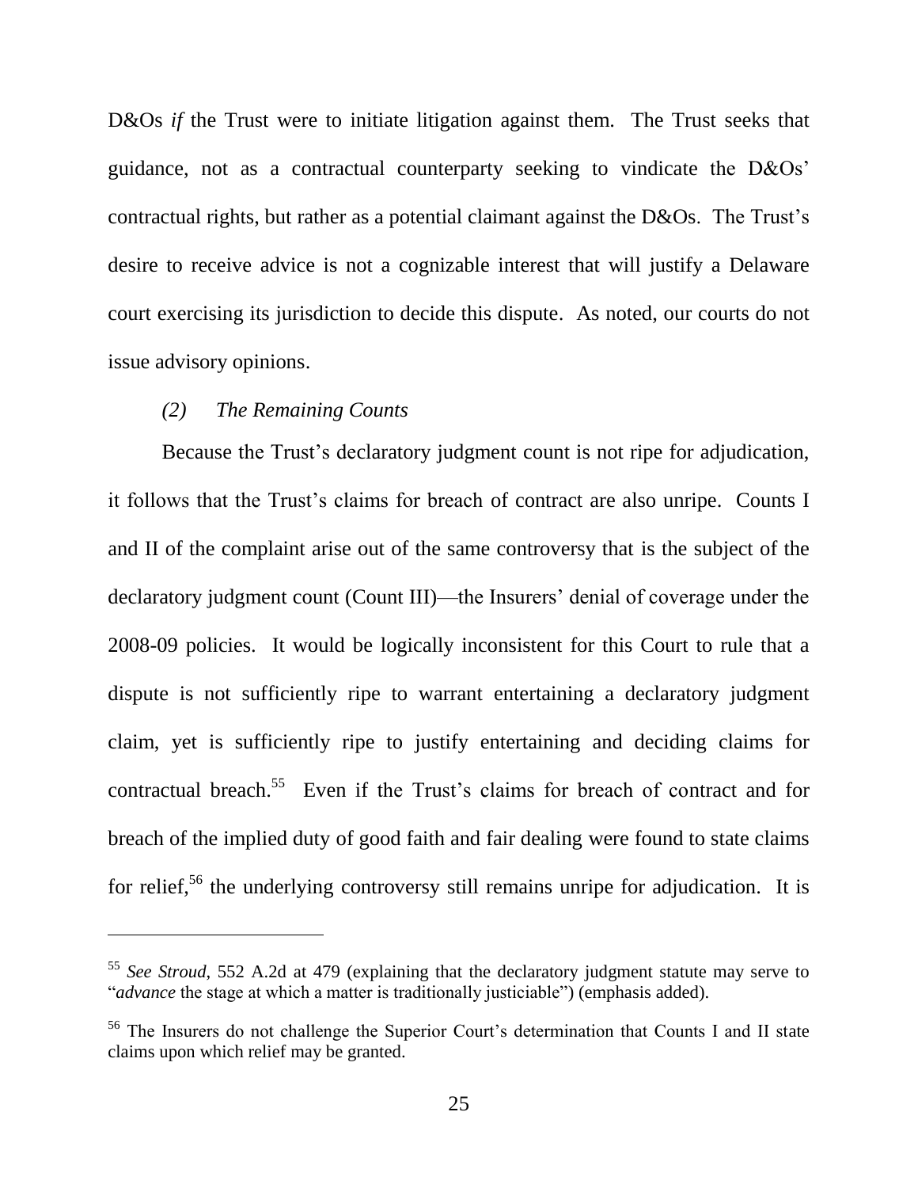D&Os *if* the Trust were to initiate litigation against them. The Trust seeks that guidance, not as a contractual counterparty seeking to vindicate the D&Os' contractual rights, but rather as a potential claimant against the D&Os. The Trust's desire to receive advice is not a cognizable interest that will justify a Delaware court exercising its jurisdiction to decide this dispute. As noted, our courts do not issue advisory opinions.

*(2) The Remaining Counts*

Because the Trust's declaratory judgment count is not ripe for adjudication, it follows that the Trust's claims for breach of contract are also unripe. Counts I and II of the complaint arise out of the same controversy that is the subject of the declaratory judgment count (Count III)—the Insurers' denial of coverage under the 2008-09 policies. It would be logically inconsistent for this Court to rule that a dispute is not sufficiently ripe to warrant entertaining a declaratory judgment claim, yet is sufficiently ripe to justify entertaining and deciding claims for contractual breach.[55] Even if the Trust's claims for breach of contract and for breach of the implied duty of good faith and fair dealing were found to state claims for relief,[56] the underlying controversy still remains unripe for adjudication. It is

---

[55] *See Stroud*, 552 A.2d at 479 (explaining that the declaratory judgment statute may serve to "*advance* the stage at which a matter is traditionally justiciable") (emphasis added).

[56] The Insurers do not challenge the Superior Court's determination that Counts I and II state claims upon which relief may be granted.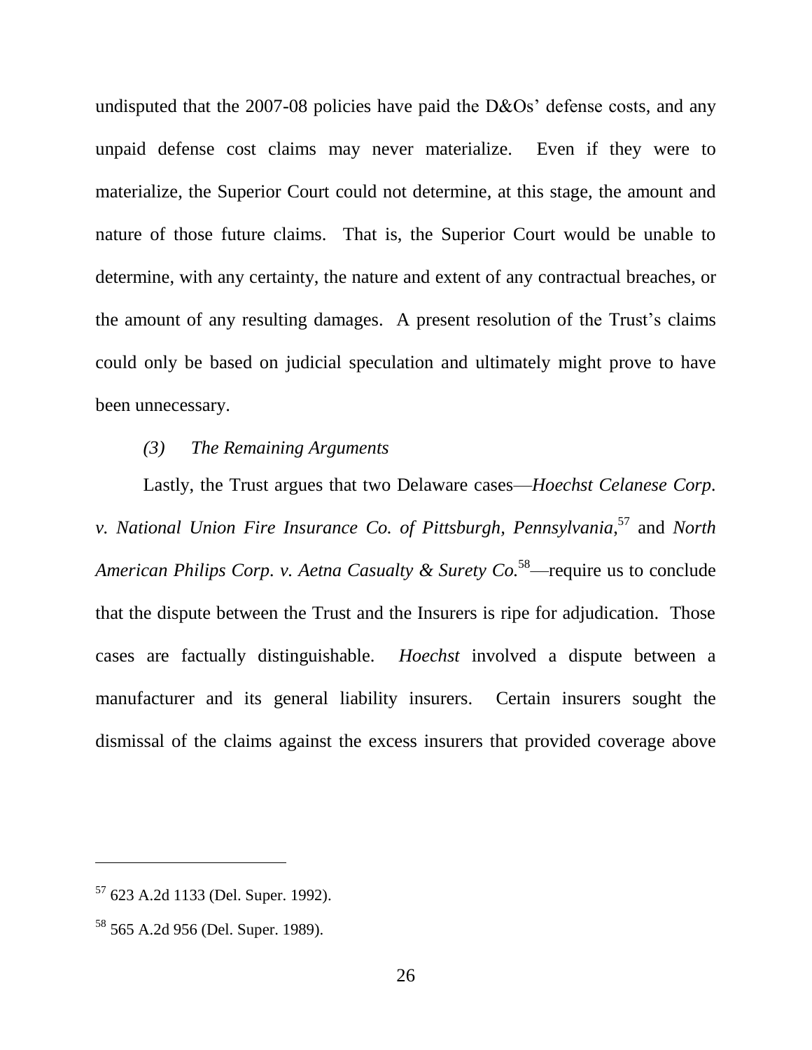undisputed that the 2007-08 policies have paid the D&Os' defense costs, and any unpaid defense cost claims may never materialize. Even if they were to materialize, the Superior Court could not determine, at this stage, the amount and nature of those future claims. That is, the Superior Court would be unable to determine, with any certainty, the nature and extent of any contractual breaches, or the amount of any resulting damages. A present resolution of the Trust's claims could only be based on judicial speculation and ultimately might prove to have been unnecessary.

*(3) The Remaining Arguments*

Lastly, the Trust argues that two Delaware cases—*Hoechst Celanese Corp. v. National Union Fire Insurance Co. of Pittsburgh, Pennsylvania*,[57] and *North American Philips Corp. v. Aetna Casualty & Surety Co.*[58]—require us to conclude that the dispute between the Trust and the Insurers is ripe for adjudication. Those cases are factually distinguishable. *Hoechst* involved a dispute between a manufacturer and its general liability insurers. Certain insurers sought the dismissal of the claims against the excess insurers that provided coverage above

---

[57] 623 A.2d 1133 (Del. Super. 1992).

[58] 565 A.2d 956 (Del. Super. 1989).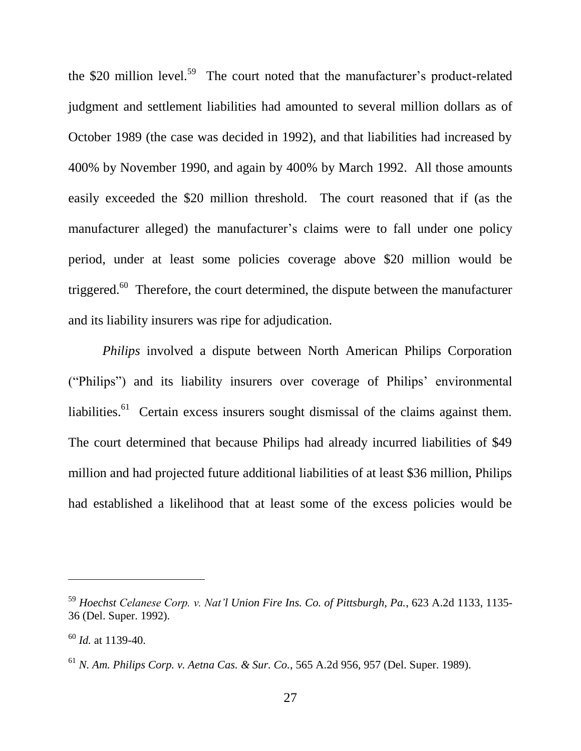the $20 million level.[59] The court noted that the manufacturer's product-related judgment and settlement liabilities had amounted to several million dollars as of October 1989 (the case was decided in 1992), and that liabilities had increased by 400% by November 1990, and again by 400% by March 1992. All those amounts easily exceeded the $20 million threshold. The court reasoned that if (as the manufacturer alleged) the manufacturer's claims were to fall under one policy period, under at least some policies coverage above $20 million would be triggered.[60] Therefore, the court determined, the dispute between the manufacturer and its liability insurers was ripe for adjudication.

*Philips* involved a dispute between North American Philips Corporation ("Philips") and its liability insurers over coverage of Philips' environmental liabilities.[61] Certain excess insurers sought dismissal of the claims against them. The court determined that because Philips had already incurred liabilities of $49 million and had projected future additional liabilities of at least $36 million, Philips had established a likelihood that at least some of the excess policies would be

---

[59] *Hoechst Celanese Corp. v. Nat'l Union Fire Ins. Co. of Pittsburgh, Pa.*, 623 A.2d 1133, 1135-36 (Del. Super. 1992).

[60] *Id.* at 1139-40.

[61] *N. Am. Philips Corp. v. Aetna Cas. & Sur. Co.*, 565 A.2d 956, 957 (Del. Super. 1989).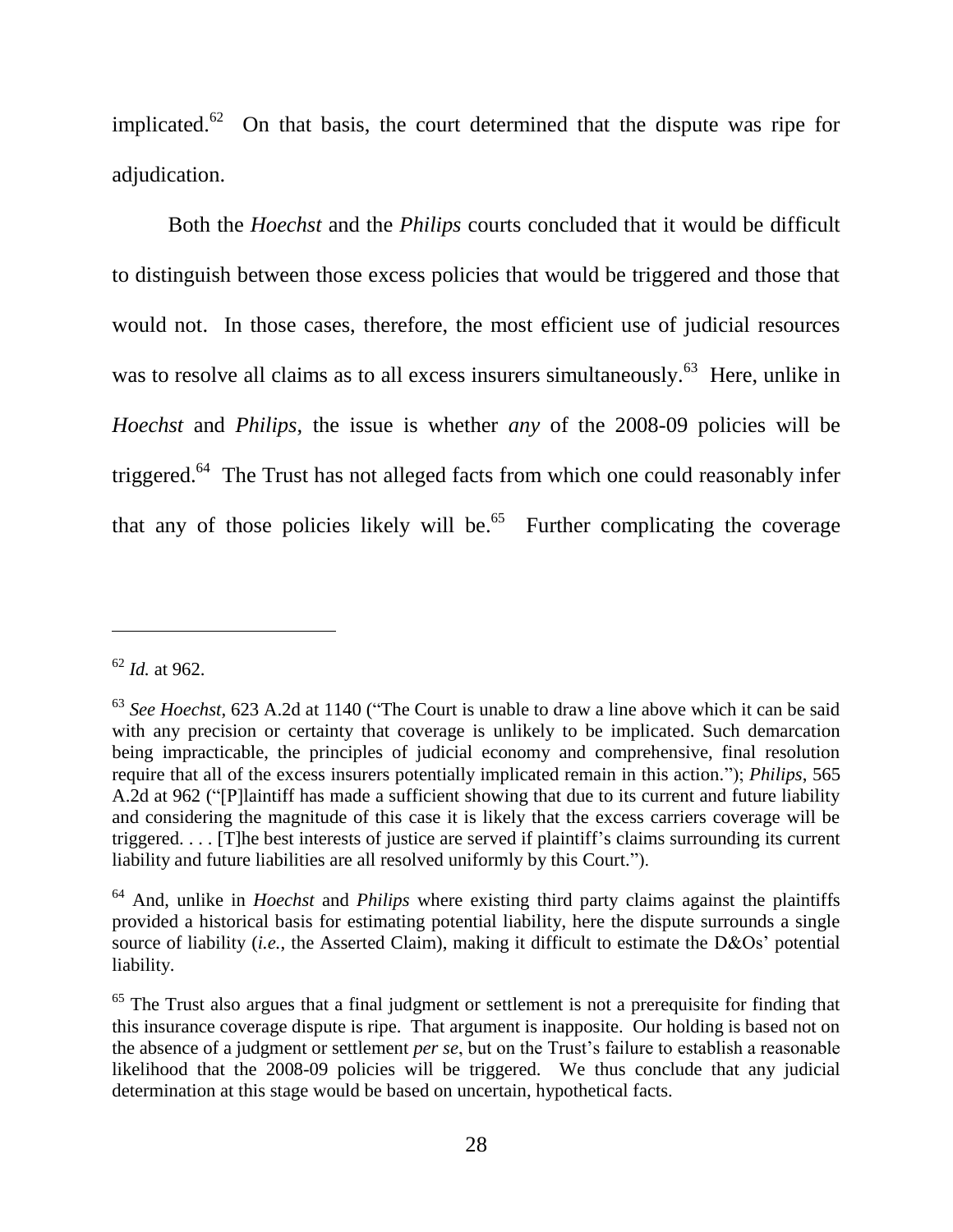implicated.[62] On that basis, the court determined that the dispute was ripe for adjudication.

Both the *Hoechst* and the *Philips* courts concluded that it would be difficult to distinguish between those excess policies that would be triggered and those that would not. In those cases, therefore, the most efficient use of judicial resources was to resolve all claims as to all excess insurers simultaneously.[63] Here, unlike in *Hoechst* and *Philips*, the issue is whether *any* of the 2008-09 policies will be triggered.[64] The Trust has not alleged facts from which one could reasonably infer that any of those policies likely will be.[65] Further complicating the coverage

---

[62] *Id.* at 962.

[63] *See Hoechst*, 623 A.2d at 1140 ("The Court is unable to draw a line above which it can be said with any precision or certainty that coverage is unlikely to be implicated. Such demarcation being impracticable, the principles of judicial economy and comprehensive, final resolution require that all of the excess insurers potentially implicated remain in this action."); *Philips*, 565 A.2d at 962 ("[P]laintiff has made a sufficient showing that due to its current and future liability and considering the magnitude of this case it is likely that the excess carriers coverage will be triggered. . . . [T]he best interests of justice are served if plaintiff's claims surrounding its current liability and future liabilities are all resolved uniformly by this Court.").

[64] And, unlike in *Hoechst* and *Philips* where existing third party claims against the plaintiffs provided a historical basis for estimating potential liability, here the dispute surrounds a single source of liability (*i.e.*, the Asserted Claim), making it difficult to estimate the D&Os' potential liability.

[65] The Trust also argues that a final judgment or settlement is not a prerequisite for finding that this insurance coverage dispute is ripe. That argument is inapposite. Our holding is based not on the absence of a judgment or settlement *per se*, but on the Trust's failure to establish a reasonable likelihood that the 2008-09 policies will be triggered. We thus conclude that any judicial determination at this stage would be based on uncertain, hypothetical facts.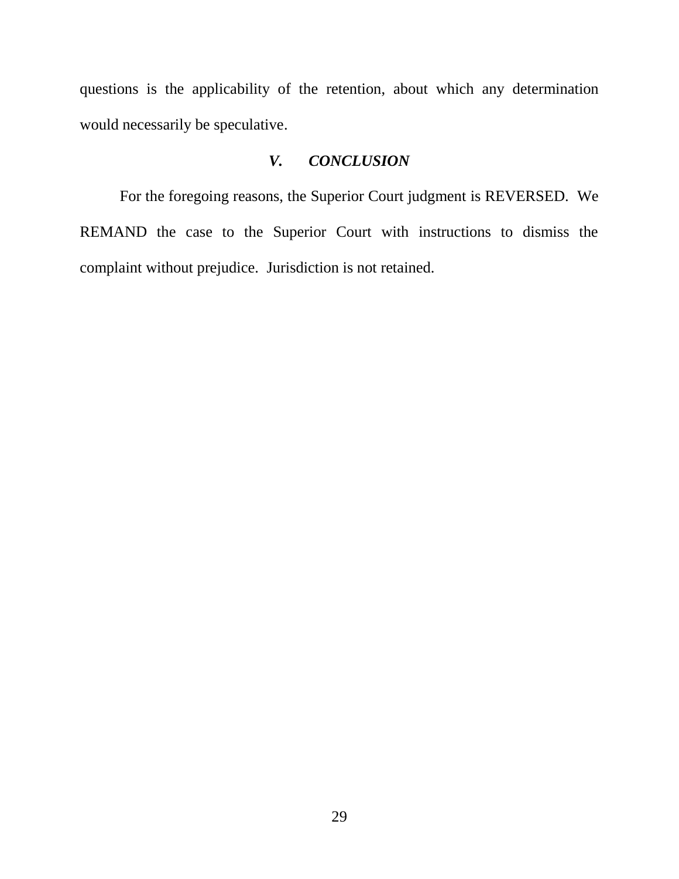questions is the applicability of the retention, about which any determination would necessarily be speculative.

## *V. CONCLUSION*

For the foregoing reasons, the Superior Court judgment is REVERSED. We REMAND the case to the Superior Court with instructions to dismiss the complaint without prejudice. Jurisdiction is not retained.